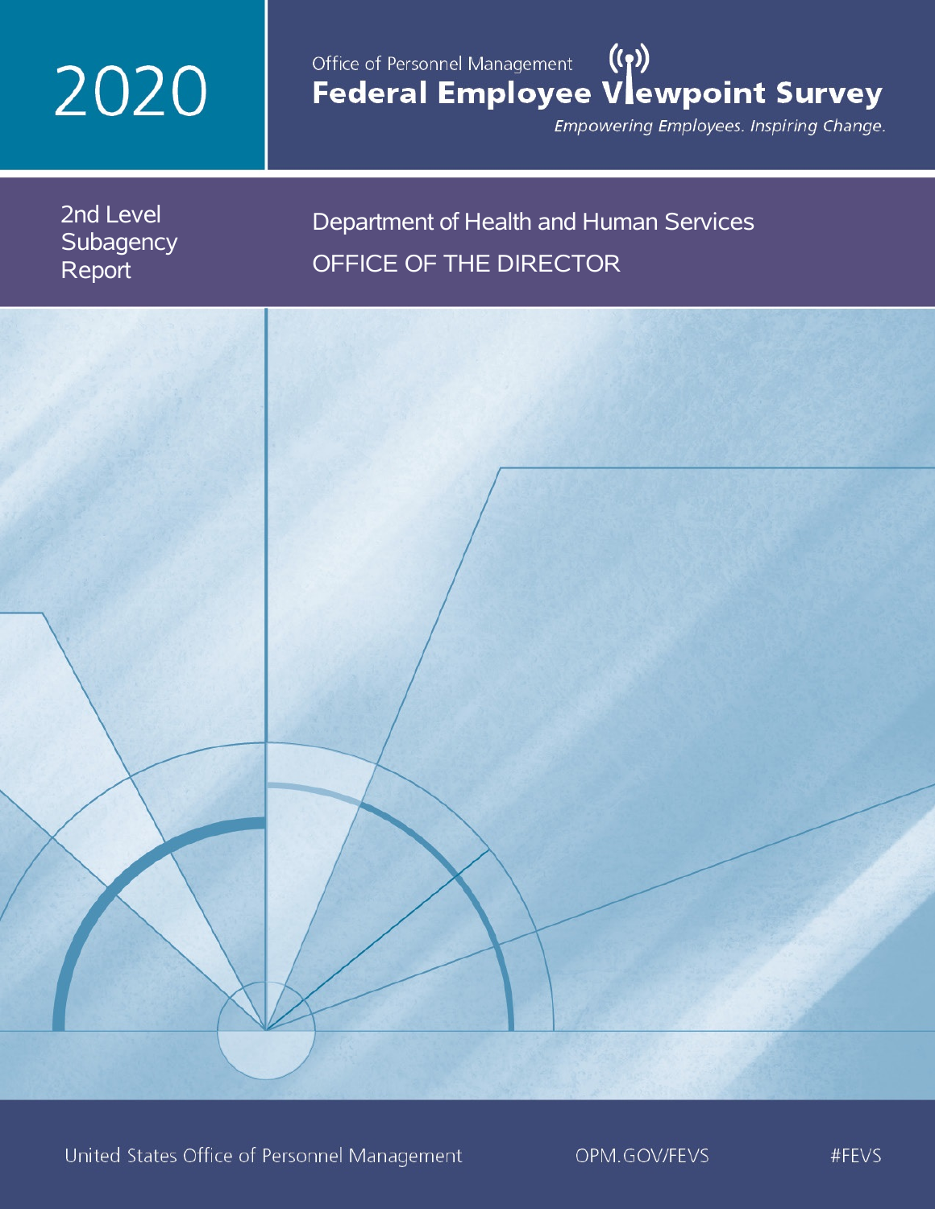# 2020

Office of Personnel Management

# Federal Employee Viewpoint Survey

*Empowering Employees. Inspiring Change.*

## 2nd Level Subagency Report

## Department of Health and Human Services

## OFFICE OF THE DIRECTOR

United States Office of Personnel Management OPM.GOV/FEVS #FEVS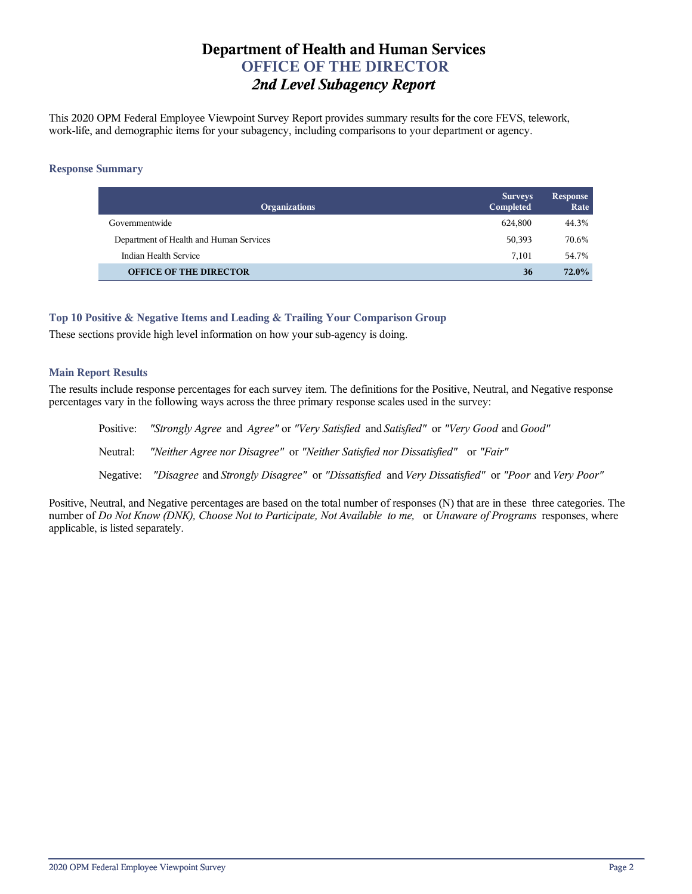# Department of Health and Human Services
## OFFICE OF THE DIRECTOR
### *2nd Level Subagency Report*

This 2020 OPM Federal Employee Viewpoint Survey Report provides summary results for the core FEVS, telework, work-life, and demographic items for your subagency, including comparisons to your department or agency.

#### Response Summary

| Organizations | Surveys Completed | Response Rate |
|---|---|---|
| Governmentwide | 624,800 | 44.3% |
| Department of Health and Human Services | 50,393 | 70.6% |
| Indian Health Service | 7,101 | 54.7% |
| **OFFICE OF THE DIRECTOR** | **36** | **72.0%** |

#### Top 10 Positive & Negative Items and Leading & Trailing Your Comparison Group

These sections provide high level information on how your sub-agency is doing.

#### Main Report Results

The results include response percentages for each survey item. The definitions for the Positive, Neutral, and Negative response percentages vary in the following ways across the three primary response scales used in the survey:

Positive: *"Strongly Agree* and *Agree"* or *"Very Satisfied* and *Satisfied"* or *"Very Good* and *Good"*

Neutral: *"Neither Agree nor Disagree"* or *"Neither Satisfied nor Dissatisfied"* or *"Fair"*

Negative: *"Disagree* and *Strongly Disagree"* or *"Dissatisfied* and *Very Dissatisfied"* or *"Poor* and *Very Poor"*

Positive, Neutral, and Negative percentages are based on the total number of responses (N) that are in these three categories. The number of *Do Not Know (DNK), Choose Not to Participate, Not Available to me,* or *Unaware of Programs* responses, where applicable, is listed separately.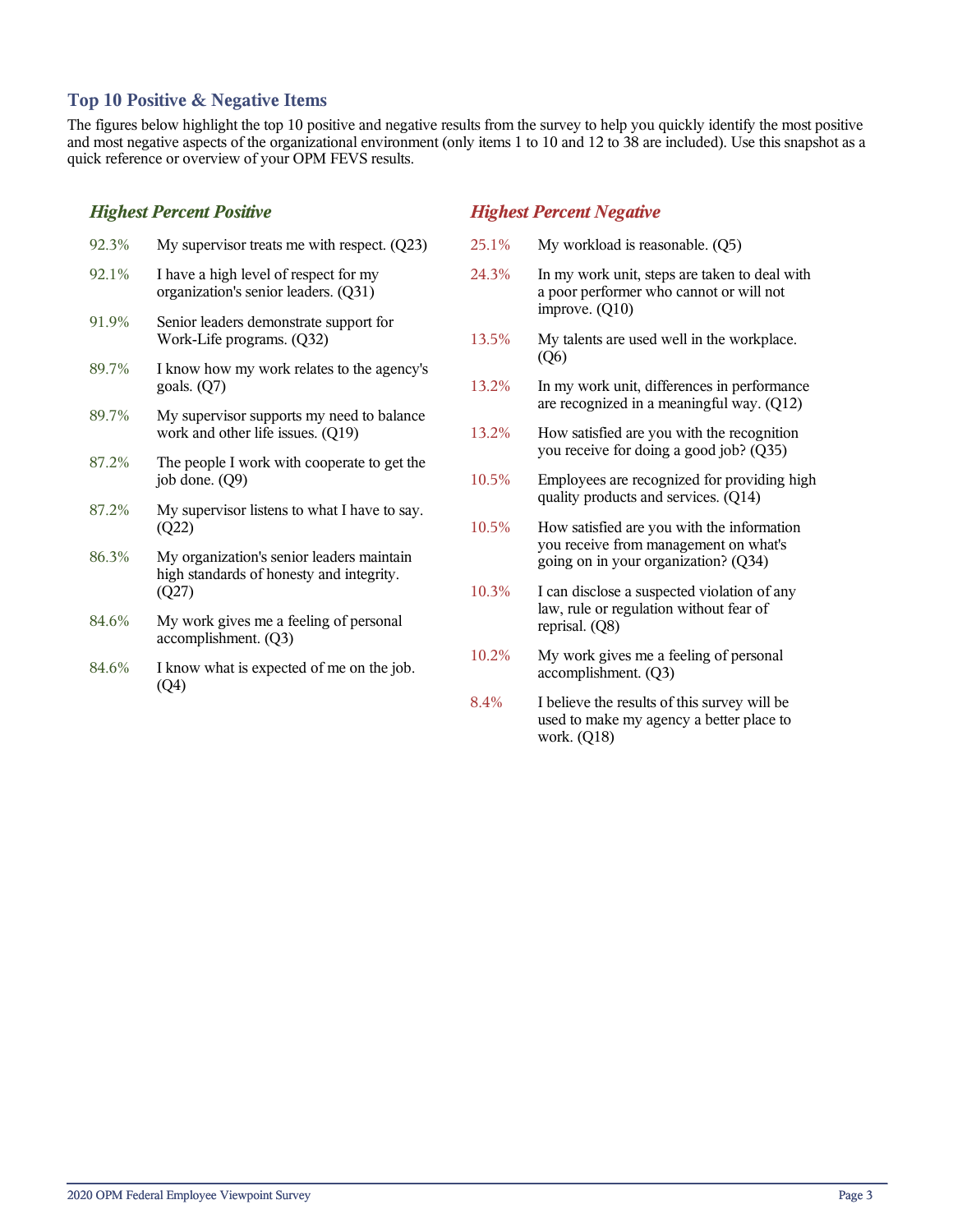## Top 10 Positive & Negative Items

The figures below highlight the top 10 positive and negative results from the survey to help you quickly identify the most positive and most negative aspects of the organizational environment (only items 1 to 10 and 12 to 38 are included). Use this snapshot as a quick reference or overview of your OPM FEVS results.

### *Highest Percent Positive*

| | |
|---|---|
| 92.3% | My supervisor treats me with respect. (Q23) |
| 92.1% | I have a high level of respect for my organization's senior leaders. (Q31) |
| 91.9% | Senior leaders demonstrate support for Work-Life programs. (Q32) |
| 89.7% | I know how my work relates to the agency's goals. (Q7) |
| 89.7% | My supervisor supports my need to balance work and other life issues. (Q19) |
| 87.2% | The people I work with cooperate to get the job done. (Q9) |
| 87.2% | My supervisor listens to what I have to say. (Q22) |
| 86.3% | My organization's senior leaders maintain high standards of honesty and integrity. (Q27) |
| 84.6% | My work gives me a feeling of personal accomplishment. (Q3) |
| 84.6% | I know what is expected of me on the job. (Q4) |

### *Highest Percent Negative*

| | |
|---|---|
| 25.1% | My workload is reasonable. (Q5) |
| 24.3% | In my work unit, steps are taken to deal with a poor performer who cannot or will not improve. (Q10) |
| 13.5% | My talents are used well in the workplace. (Q6) |
| 13.2% | In my work unit, differences in performance are recognized in a meaningful way. (Q12) |
| 13.2% | How satisfied are you with the recognition you receive for doing a good job? (Q35) |
| 10.5% | Employees are recognized for providing high quality products and services. (Q14) |
| 10.5% | How satisfied are you with the information you receive from management on what's going on in your organization? (Q34) |
| 10.3% | I can disclose a suspected violation of any law, rule or regulation without fear of reprisal. (Q8) |
| 10.2% | My work gives me a feeling of personal accomplishment. (Q3) |
| 8.4% | I believe the results of this survey will be used to make my agency a better place to work. (Q18) |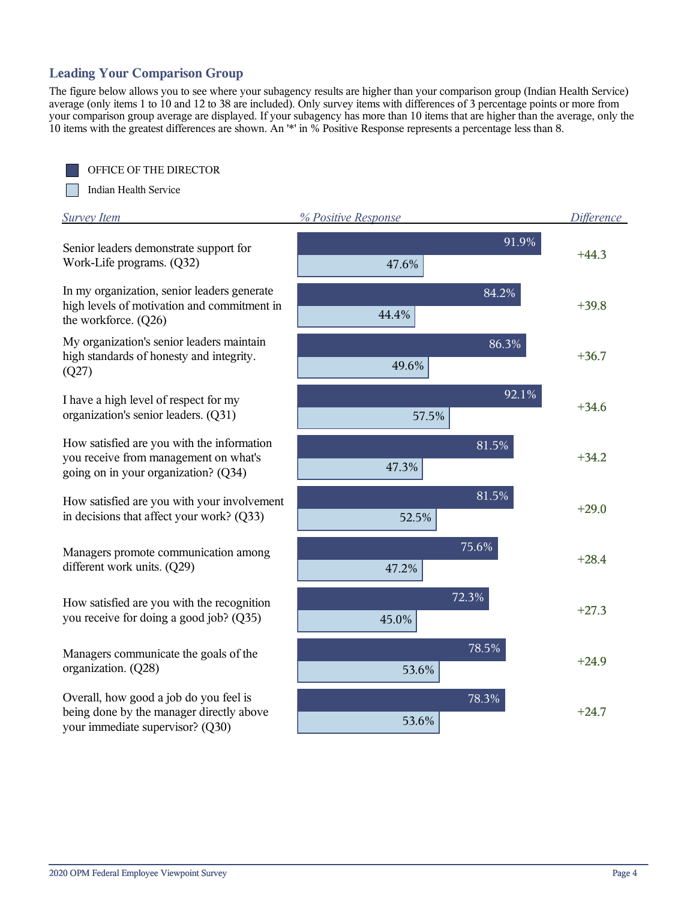## Leading Your Comparison Group

The figure below allows you to see where your subagency results are higher than your comparison group (Indian Health Service) average (only items 1 to 10 and 12 to 38 are included). Only survey items with differences of 3 percentage points or more from your comparison group average are displayed. If your subagency has more than 10 items that are higher than the average, only the 10 items with the greatest differences are shown. An '*' in % Positive Response represents a percentage less than 8.

| Survey Item | OFFICE OF THE DIRECTOR (% Positive Response) | Indian Health Service (% Positive Response) | Difference |
|---|---|---|---|
| Senior leaders demonstrate support for Work-Life programs. (Q32) | 91.9% | 47.6% | +44.3 |
| In my organization, senior leaders generate high levels of motivation and commitment in the workforce. (Q26) | 84.2% | 44.4% | +39.8 |
| My organization's senior leaders maintain high standards of honesty and integrity. (Q27) | 86.3% | 49.6% | +36.7 |
| I have a high level of respect for my organization's senior leaders. (Q31) | 92.1% | 57.5% | +34.6 |
| How satisfied are you with the information you receive from management on what's going on in your organization? (Q34) | 81.5% | 47.3% | +34.2 |
| How satisfied are you with your involvement in decisions that affect your work? (Q33) | 81.5% | 52.5% | +29.0 |
| Managers promote communication among different work units. (Q29) | 75.6% | 47.2% | +28.4 |
| How satisfied are you with the recognition you receive for doing a good job? (Q35) | 72.3% | 45.0% | +27.3 |
| Managers communicate the goals of the organization. (Q28) | 78.5% | 53.6% | +24.9 |
| Overall, how good a job do you feel is being done by the manager directly above your immediate supervisor? (Q30) | 78.3% | 53.6% | +24.7 |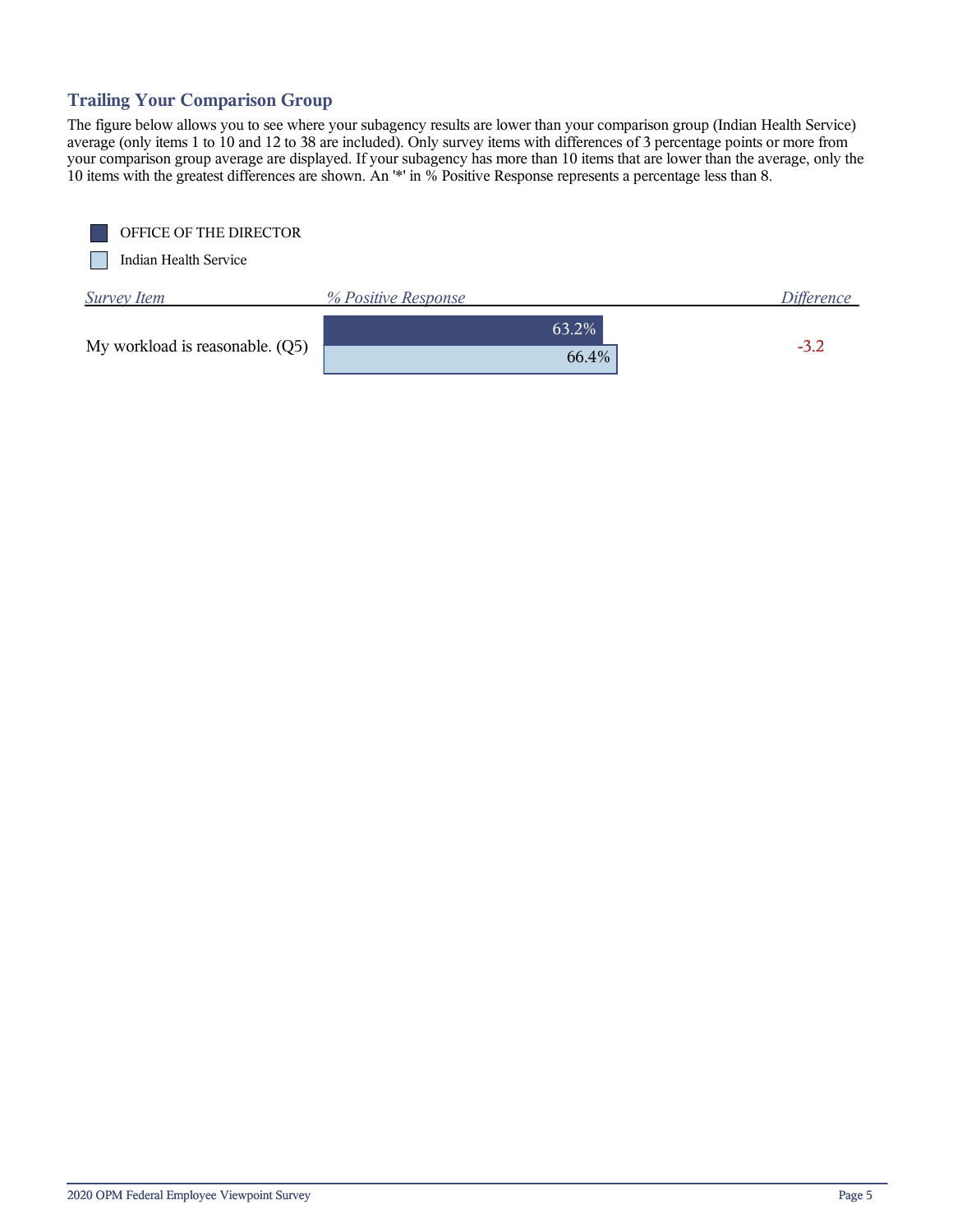## Trailing Your Comparison Group

The figure below allows you to see where your subagency results are lower than your comparison group (Indian Health Service) average (only items 1 to 10 and 12 to 38 are included). Only survey items with differences of 3 percentage points or more from your comparison group average are displayed. If your subagency has more than 10 items that are lower than the average, only the 10 items with the greatest differences are shown. An '*' in % Positive Response represents a percentage less than 8.

| Survey Item | % Positive Response (OFFICE OF THE DIRECTOR) | % Positive Response (Indian Health Service) | Difference |
|---|---|---|---|
| My workload is reasonable. (Q5) | 63.2% | 66.4% | -3.2 |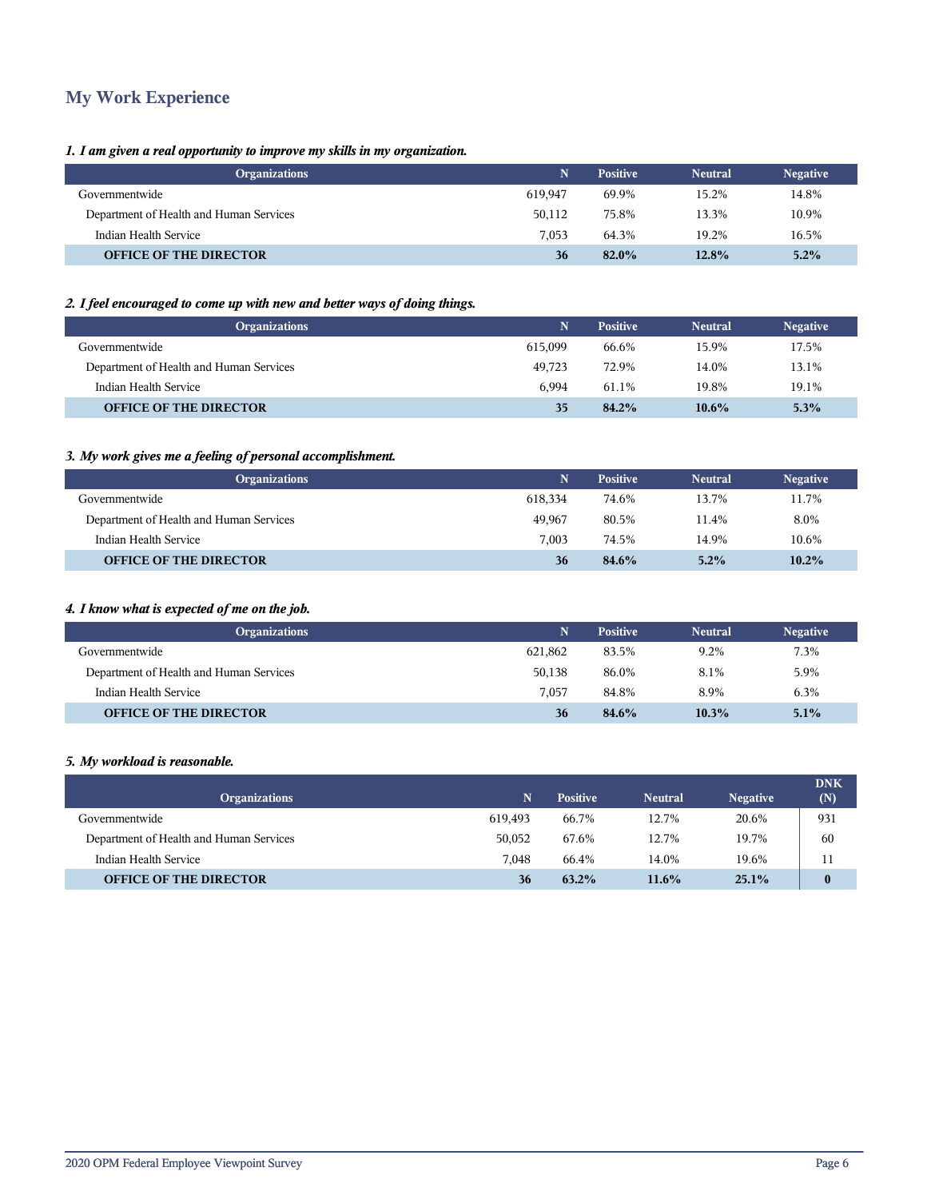## My Work Experience

*1. I am given a real opportunity to improve my skills in my organization.*

| Organizations | N | Positive | Neutral | Negative |
|---|---|---|---|---|
| Governmentwide | 619,947 | 69.9% | 15.2% | 14.8% |
| Department of Health and Human Services | 50,112 | 75.8% | 13.3% | 10.9% |
| Indian Health Service | 7,053 | 64.3% | 19.2% | 16.5% |
| **OFFICE OF THE DIRECTOR** | **36** | **82.0%** | **12.8%** | **5.2%** |

*2. I feel encouraged to come up with new and better ways of doing things.*

| Organizations | N | Positive | Neutral | Negative |
|---|---|---|---|---|
| Governmentwide | 615,099 | 66.6% | 15.9% | 17.5% |
| Department of Health and Human Services | 49,723 | 72.9% | 14.0% | 13.1% |
| Indian Health Service | 6,994 | 61.1% | 19.8% | 19.1% |
| **OFFICE OF THE DIRECTOR** | **35** | **84.2%** | **10.6%** | **5.3%** |

*3. My work gives me a feeling of personal accomplishment.*

| Organizations | N | Positive | Neutral | Negative |
|---|---|---|---|---|
| Governmentwide | 618,334 | 74.6% | 13.7% | 11.7% |
| Department of Health and Human Services | 49,967 | 80.5% | 11.4% | 8.0% |
| Indian Health Service | 7,003 | 74.5% | 14.9% | 10.6% |
| **OFFICE OF THE DIRECTOR** | **36** | **84.6%** | **5.2%** | **10.2%** |

*4. I know what is expected of me on the job.*

| Organizations | N | Positive | Neutral | Negative |
|---|---|---|---|---|
| Governmentwide | 621,862 | 83.5% | 9.2% | 7.3% |
| Department of Health and Human Services | 50,138 | 86.0% | 8.1% | 5.9% |
| Indian Health Service | 7,057 | 84.8% | 8.9% | 6.3% |
| **OFFICE OF THE DIRECTOR** | **36** | **84.6%** | **10.3%** | **5.1%** |

*5. My workload is reasonable.*

| Organizations | N | Positive | Neutral | Negative | DNK (N) |
|---|---|---|---|---|---|
| Governmentwide | 619,493 | 66.7% | 12.7% | 20.6% | 931 |
| Department of Health and Human Services | 50,052 | 67.6% | 12.7% | 19.7% | 60 |
| Indian Health Service | 7,048 | 66.4% | 14.0% | 19.6% | 11 |
| **OFFICE OF THE DIRECTOR** | **36** | **63.2%** | **11.6%** | **25.1%** | **0** |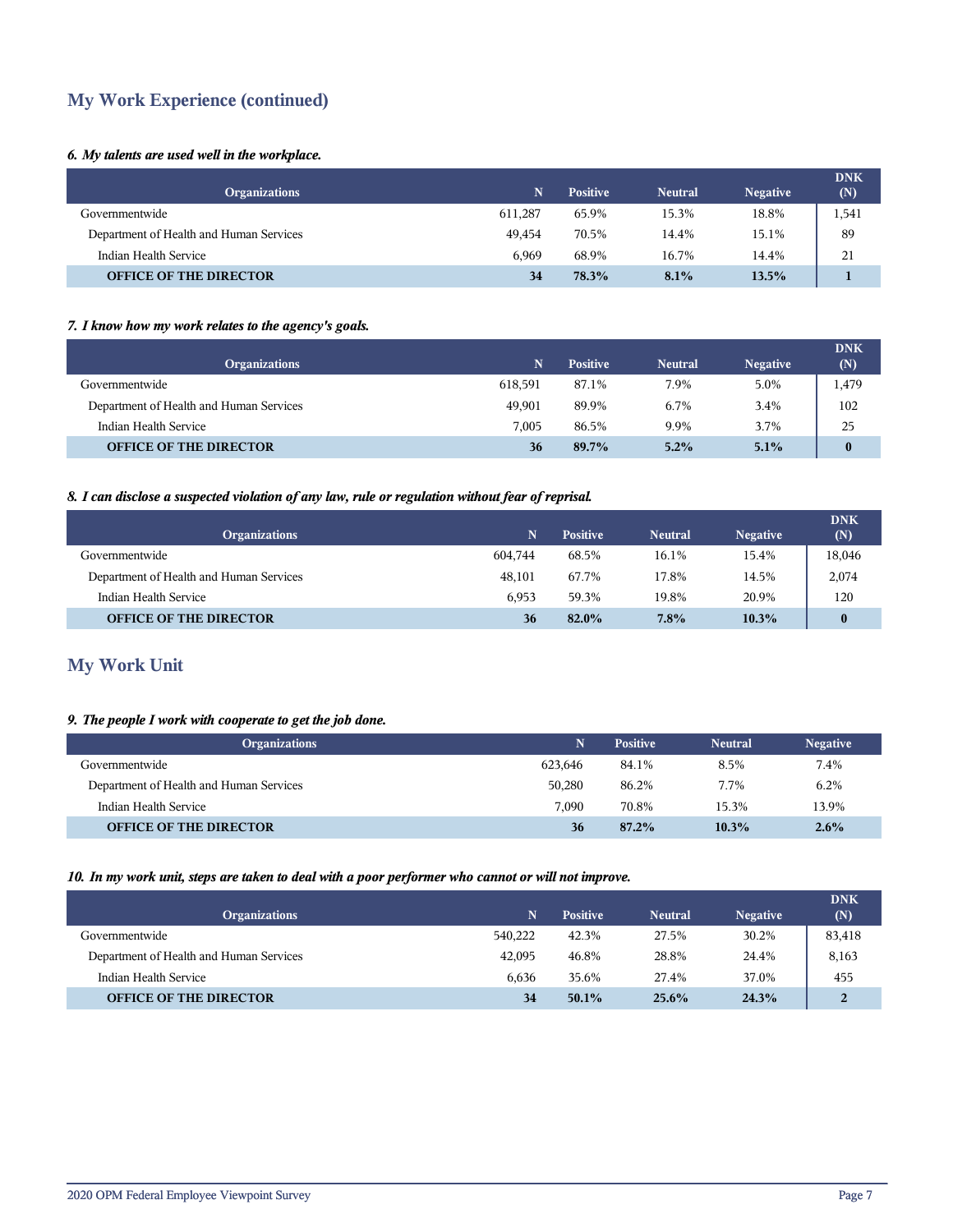## My Work Experience (continued)

***6. My talents are used well in the workplace.***

| Organizations | N | Positive | Neutral | Negative | DNK (N) |
|---|---|---|---|---|---|
| Governmentwide | 611,287 | 65.9% | 15.3% | 18.8% | 1,541 |
| Department of Health and Human Services | 49,454 | 70.5% | 14.4% | 15.1% | 89 |
| Indian Health Service | 6,969 | 68.9% | 16.7% | 14.4% | 21 |
| **OFFICE OF THE DIRECTOR** | **34** | **78.3%** | **8.1%** | **13.5%** | **1** |

***7. I know how my work relates to the agency's goals.***

| Organizations | N | Positive | Neutral | Negative | DNK (N) |
|---|---|---|---|---|---|
| Governmentwide | 618,591 | 87.1% | 7.9% | 5.0% | 1,479 |
| Department of Health and Human Services | 49,901 | 89.9% | 6.7% | 3.4% | 102 |
| Indian Health Service | 7,005 | 86.5% | 9.9% | 3.7% | 25 |
| **OFFICE OF THE DIRECTOR** | **36** | **89.7%** | **5.2%** | **5.1%** | **0** |

***8. I can disclose a suspected violation of any law, rule or regulation without fear of reprisal.***

| Organizations | N | Positive | Neutral | Negative | DNK (N) |
|---|---|---|---|---|---|
| Governmentwide | 604,744 | 68.5% | 16.1% | 15.4% | 18,046 |
| Department of Health and Human Services | 48,101 | 67.7% | 17.8% | 14.5% | 2,074 |
| Indian Health Service | 6,953 | 59.3% | 19.8% | 20.9% | 120 |
| **OFFICE OF THE DIRECTOR** | **36** | **82.0%** | **7.8%** | **10.3%** | **0** |

## My Work Unit

***9. The people I work with cooperate to get the job done.***

| Organizations | N | Positive | Neutral | Negative |
|---|---|---|---|---|
| Governmentwide | 623,646 | 84.1% | 8.5% | 7.4% |
| Department of Health and Human Services | 50,280 | 86.2% | 7.7% | 6.2% |
| Indian Health Service | 7,090 | 70.8% | 15.3% | 13.9% |
| **OFFICE OF THE DIRECTOR** | **36** | **87.2%** | **10.3%** | **2.6%** |

***10. In my work unit, steps are taken to deal with a poor performer who cannot or will not improve.***

| Organizations | N | Positive | Neutral | Negative | DNK (N) |
|---|---|---|---|---|---|
| Governmentwide | 540,222 | 42.3% | 27.5% | 30.2% | 83,418 |
| Department of Health and Human Services | 42,095 | 46.8% | 28.8% | 24.4% | 8,163 |
| Indian Health Service | 6,636 | 35.6% | 27.4% | 37.0% | 455 |
| **OFFICE OF THE DIRECTOR** | **34** | **50.1%** | **25.6%** | **24.3%** | **2** |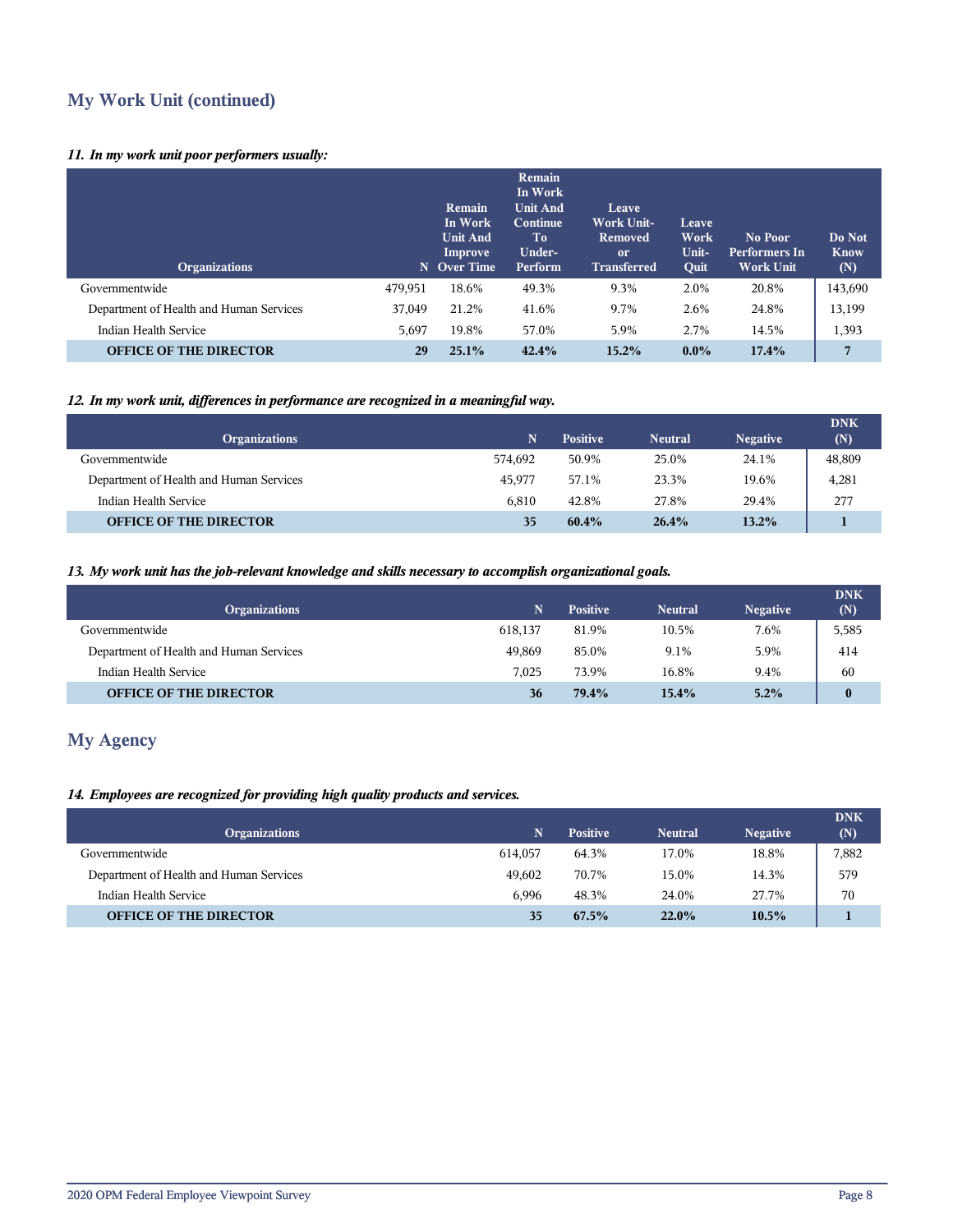## My Work Unit (continued)

*11. In my work unit poor performers usually:*

| Organizations | N | Remain In Work Unit And Improve Over Time | Remain In Work Unit And Continue To Under-Perform | Leave Work Unit- Removed or Transferred | Leave Work Unit- Quit | No Poor Performers In Work Unit | Do Not Know (N) |
|---|---|---|---|---|---|---|---|
| Governmentwide | 479,951 | 18.6% | 49.3% | 9.3% | 2.0% | 20.8% | 143,690 |
| Department of Health and Human Services | 37,049 | 21.2% | 41.6% | 9.7% | 2.6% | 24.8% | 13,199 |
| Indian Health Service | 5,697 | 19.8% | 57.0% | 5.9% | 2.7% | 14.5% | 1,393 |
| **OFFICE OF THE DIRECTOR** | **29** | **25.1%** | **42.4%** | **15.2%** | **0.0%** | **17.4%** | **7** |

*12. In my work unit, differences in performance are recognized in a meaningful way.*

| Organizations | N | Positive | Neutral | Negative | DNK (N) |
|---|---|---|---|---|---|
| Governmentwide | 574,692 | 50.9% | 25.0% | 24.1% | 48,809 |
| Department of Health and Human Services | 45,977 | 57.1% | 23.3% | 19.6% | 4,281 |
| Indian Health Service | 6,810 | 42.8% | 27.8% | 29.4% | 277 |
| **OFFICE OF THE DIRECTOR** | **35** | **60.4%** | **26.4%** | **13.2%** | **1** |

*13. My work unit has the job-relevant knowledge and skills necessary to accomplish organizational goals.*

| Organizations | N | Positive | Neutral | Negative | DNK (N) |
|---|---|---|---|---|---|
| Governmentwide | 618,137 | 81.9% | 10.5% | 7.6% | 5,585 |
| Department of Health and Human Services | 49,869 | 85.0% | 9.1% | 5.9% | 414 |
| Indian Health Service | 7,025 | 73.9% | 16.8% | 9.4% | 60 |
| **OFFICE OF THE DIRECTOR** | **36** | **79.4%** | **15.4%** | **5.2%** | **0** |

## My Agency

*14. Employees are recognized for providing high quality products and services.*

| Organizations | N | Positive | Neutral | Negative | DNK (N) |
|---|---|---|---|---|---|
| Governmentwide | 614,057 | 64.3% | 17.0% | 18.8% | 7,882 |
| Department of Health and Human Services | 49,602 | 70.7% | 15.0% | 14.3% | 579 |
| Indian Health Service | 6,996 | 48.3% | 24.0% | 27.7% | 70 |
| **OFFICE OF THE DIRECTOR** | **35** | **67.5%** | **22.0%** | **10.5%** | **1** |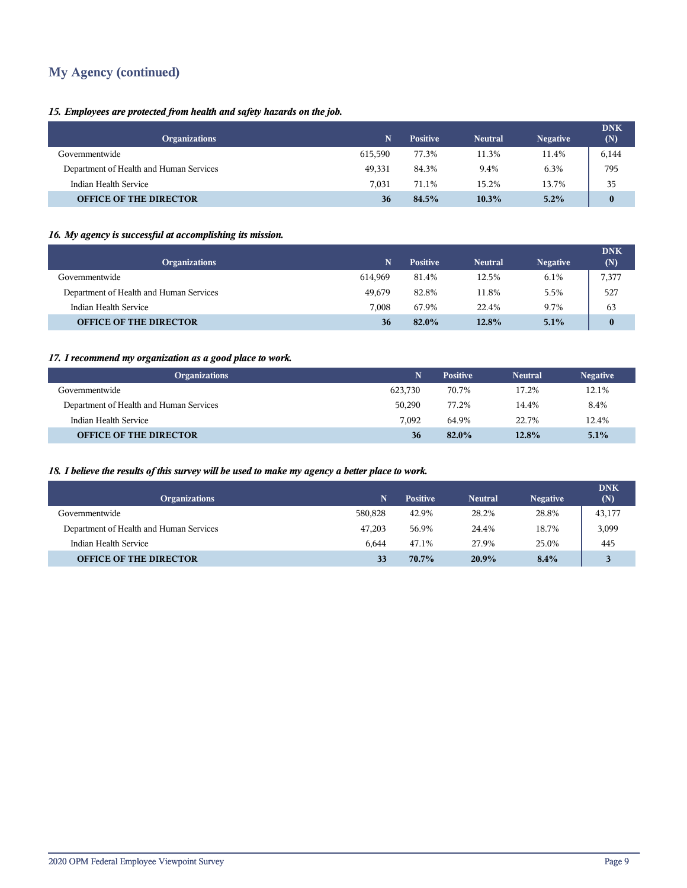## My Agency (continued)

*15. Employees are protected from health and safety hazards on the job.*

| Organizations | N | Positive | Neutral | Negative | DNK (N) |
|---|---|---|---|---|---|
| Governmentwide | 615,590 | 77.3% | 11.3% | 11.4% | 6,144 |
| Department of Health and Human Services | 49,331 | 84.3% | 9.4% | 6.3% | 795 |
| Indian Health Service | 7,031 | 71.1% | 15.2% | 13.7% | 35 |
| **OFFICE OF THE DIRECTOR** | **36** | **84.5%** | **10.3%** | **5.2%** | **0** |

*16. My agency is successful at accomplishing its mission.*

| Organizations | N | Positive | Neutral | Negative | DNK (N) |
|---|---|---|---|---|---|
| Governmentwide | 614,969 | 81.4% | 12.5% | 6.1% | 7,377 |
| Department of Health and Human Services | 49,679 | 82.8% | 11.8% | 5.5% | 527 |
| Indian Health Service | 7,008 | 67.9% | 22.4% | 9.7% | 63 |
| **OFFICE OF THE DIRECTOR** | **36** | **82.0%** | **12.8%** | **5.1%** | **0** |

*17. I recommend my organization as a good place to work.*

| Organizations | N | Positive | Neutral | Negative |
|---|---|---|---|---|
| Governmentwide | 623,730 | 70.7% | 17.2% | 12.1% |
| Department of Health and Human Services | 50,290 | 77.2% | 14.4% | 8.4% |
| Indian Health Service | 7,092 | 64.9% | 22.7% | 12.4% |
| **OFFICE OF THE DIRECTOR** | **36** | **82.0%** | **12.8%** | **5.1%** |

*18. I believe the results of this survey will be used to make my agency a better place to work.*

| Organizations | N | Positive | Neutral | Negative | DNK (N) |
|---|---|---|---|---|---|
| Governmentwide | 580,828 | 42.9% | 28.2% | 28.8% | 43,177 |
| Department of Health and Human Services | 47,203 | 56.9% | 24.4% | 18.7% | 3,099 |
| Indian Health Service | 6,644 | 47.1% | 27.9% | 25.0% | 445 |
| **OFFICE OF THE DIRECTOR** | **33** | **70.7%** | **20.9%** | **8.4%** | **3** |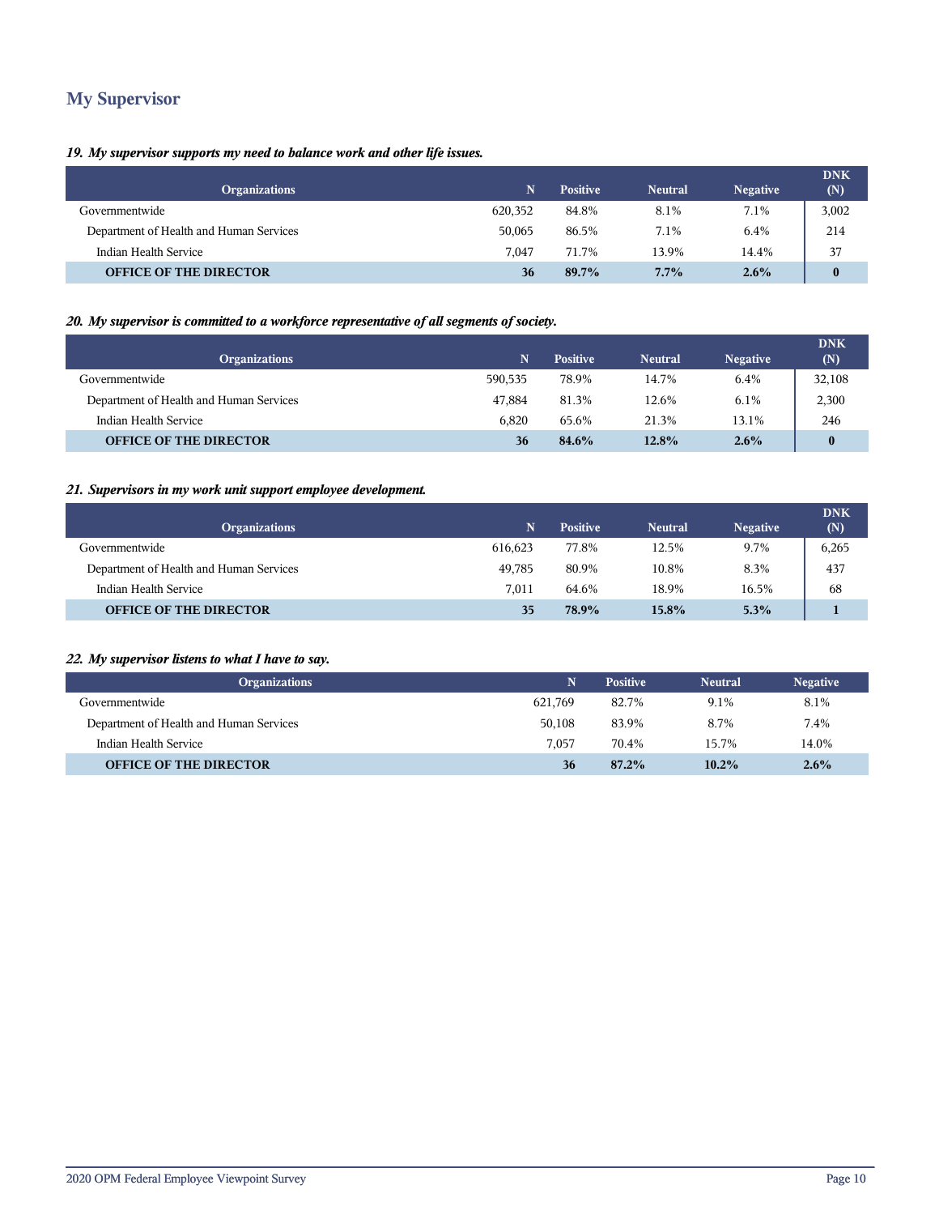## My Supervisor

***19. My supervisor supports my need to balance work and other life issues.***

| Organizations | N | Positive | Neutral | Negative | DNK (N) |
|---|---|---|---|---|---|
| Governmentwide | 620,352 | 84.8% | 8.1% | 7.1% | 3,002 |
| Department of Health and Human Services | 50,065 | 86.5% | 7.1% | 6.4% | 214 |
| Indian Health Service | 7,047 | 71.7% | 13.9% | 14.4% | 37 |
| **OFFICE OF THE DIRECTOR** | **36** | **89.7%** | **7.7%** | **2.6%** | **0** |

***20. My supervisor is committed to a workforce representative of all segments of society.***

| Organizations | N | Positive | Neutral | Negative | DNK (N) |
|---|---|---|---|---|---|
| Governmentwide | 590,535 | 78.9% | 14.7% | 6.4% | 32,108 |
| Department of Health and Human Services | 47,884 | 81.3% | 12.6% | 6.1% | 2,300 |
| Indian Health Service | 6,820 | 65.6% | 21.3% | 13.1% | 246 |
| **OFFICE OF THE DIRECTOR** | **36** | **84.6%** | **12.8%** | **2.6%** | **0** |

***21. Supervisors in my work unit support employee development.***

| Organizations | N | Positive | Neutral | Negative | DNK (N) |
|---|---|---|---|---|---|
| Governmentwide | 616,623 | 77.8% | 12.5% | 9.7% | 6,265 |
| Department of Health and Human Services | 49,785 | 80.9% | 10.8% | 8.3% | 437 |
| Indian Health Service | 7,011 | 64.6% | 18.9% | 16.5% | 68 |
| **OFFICE OF THE DIRECTOR** | **35** | **78.9%** | **15.8%** | **5.3%** | **1** |

***22. My supervisor listens to what I have to say.***

| Organizations | N | Positive | Neutral | Negative |
|---|---|---|---|---|
| Governmentwide | 621,769 | 82.7% | 9.1% | 8.1% |
| Department of Health and Human Services | 50,108 | 83.9% | 8.7% | 7.4% |
| Indian Health Service | 7,057 | 70.4% | 15.7% | 14.0% |
| **OFFICE OF THE DIRECTOR** | **36** | **87.2%** | **10.2%** | **2.6%** |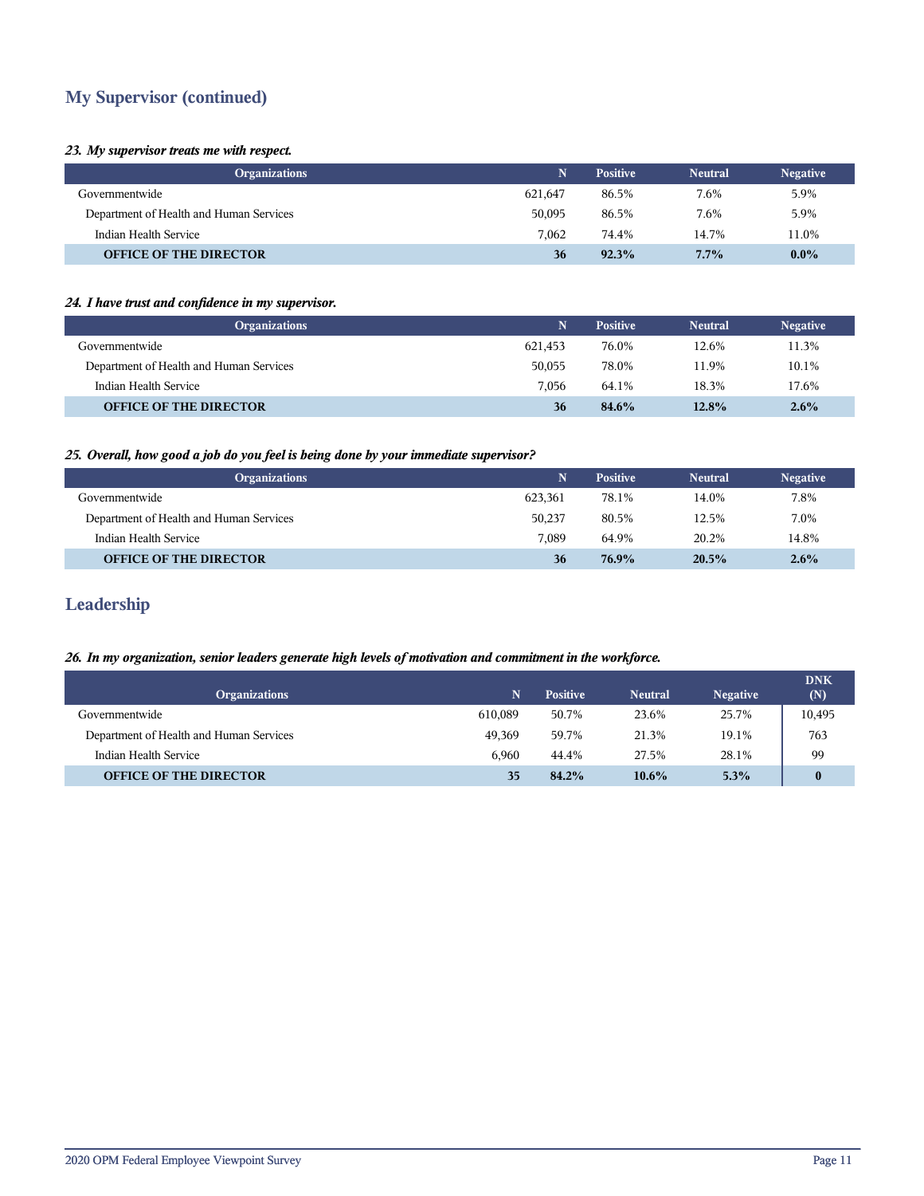## My Supervisor (continued)

***23. My supervisor treats me with respect.***

| Organizations | N | Positive | Neutral | Negative |
|---|---|---|---|---|
| Governmentwide | 621,647 | 86.5% | 7.6% | 5.9% |
| Department of Health and Human Services | 50,095 | 86.5% | 7.6% | 5.9% |
| Indian Health Service | 7,062 | 74.4% | 14.7% | 11.0% |
| **OFFICE OF THE DIRECTOR** | **36** | **92.3%** | **7.7%** | **0.0%** |

***24. I have trust and confidence in my supervisor.***

| Organizations | N | Positive | Neutral | Negative |
|---|---|---|---|---|
| Governmentwide | 621,453 | 76.0% | 12.6% | 11.3% |
| Department of Health and Human Services | 50,055 | 78.0% | 11.9% | 10.1% |
| Indian Health Service | 7,056 | 64.1% | 18.3% | 17.6% |
| **OFFICE OF THE DIRECTOR** | **36** | **84.6%** | **12.8%** | **2.6%** |

***25. Overall, how good a job do you feel is being done by your immediate supervisor?***

| Organizations | N | Positive | Neutral | Negative |
|---|---|---|---|---|
| Governmentwide | 623,361 | 78.1% | 14.0% | 7.8% |
| Department of Health and Human Services | 50,237 | 80.5% | 12.5% | 7.0% |
| Indian Health Service | 7,089 | 64.9% | 20.2% | 14.8% |
| **OFFICE OF THE DIRECTOR** | **36** | **76.9%** | **20.5%** | **2.6%** |

## Leadership

***26. In my organization, senior leaders generate high levels of motivation and commitment in the workforce.***

| Organizations | N | Positive | Neutral | Negative | DNK (N) |
|---|---|---|---|---|---|
| Governmentwide | 610,089 | 50.7% | 23.6% | 25.7% | 10,495 |
| Department of Health and Human Services | 49,369 | 59.7% | 21.3% | 19.1% | 763 |
| Indian Health Service | 6,960 | 44.4% | 27.5% | 28.1% | 99 |
| **OFFICE OF THE DIRECTOR** | **35** | **84.2%** | **10.6%** | **5.3%** | **0** |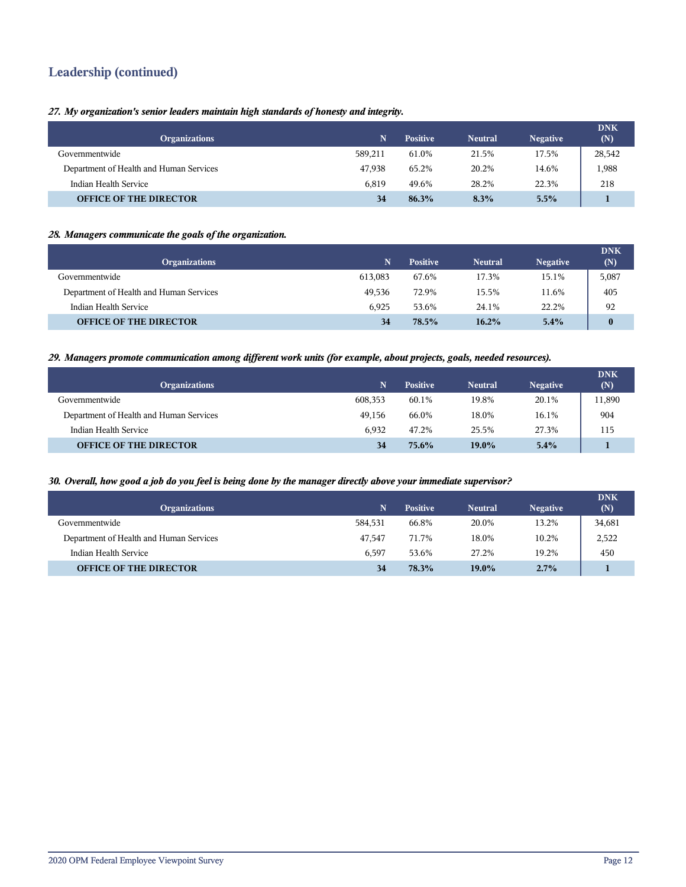## Leadership (continued)

*27. My organization's senior leaders maintain high standards of honesty and integrity.*

| Organizations | N | Positive | Neutral | Negative | DNK (N) |
|---|---|---|---|---|---|
| Governmentwide | 589,211 | 61.0% | 21.5% | 17.5% | 28,542 |
| Department of Health and Human Services | 47,938 | 65.2% | 20.2% | 14.6% | 1,988 |
| Indian Health Service | 6,819 | 49.6% | 28.2% | 22.3% | 218 |
| **OFFICE OF THE DIRECTOR** | **34** | **86.3%** | **8.3%** | **5.5%** | **1** |

*28. Managers communicate the goals of the organization.*

| Organizations | N | Positive | Neutral | Negative | DNK (N) |
|---|---|---|---|---|---|
| Governmentwide | 613,083 | 67.6% | 17.3% | 15.1% | 5,087 |
| Department of Health and Human Services | 49,536 | 72.9% | 15.5% | 11.6% | 405 |
| Indian Health Service | 6,925 | 53.6% | 24.1% | 22.2% | 92 |
| **OFFICE OF THE DIRECTOR** | **34** | **78.5%** | **16.2%** | **5.4%** | **0** |

*29. Managers promote communication among different work units (for example, about projects, goals, needed resources).*

| Organizations | N | Positive | Neutral | Negative | DNK (N) |
|---|---|---|---|---|---|
| Governmentwide | 608,353 | 60.1% | 19.8% | 20.1% | 11,890 |
| Department of Health and Human Services | 49,156 | 66.0% | 18.0% | 16.1% | 904 |
| Indian Health Service | 6,932 | 47.2% | 25.5% | 27.3% | 115 |
| **OFFICE OF THE DIRECTOR** | **34** | **75.6%** | **19.0%** | **5.4%** | **1** |

*30. Overall, how good a job do you feel is being done by the manager directly above your immediate supervisor?*

| Organizations | N | Positive | Neutral | Negative | DNK (N) |
|---|---|---|---|---|---|
| Governmentwide | 584,531 | 66.8% | 20.0% | 13.2% | 34,681 |
| Department of Health and Human Services | 47,547 | 71.7% | 18.0% | 10.2% | 2,522 |
| Indian Health Service | 6,597 | 53.6% | 27.2% | 19.2% | 450 |
| **OFFICE OF THE DIRECTOR** | **34** | **78.3%** | **19.0%** | **2.7%** | **1** |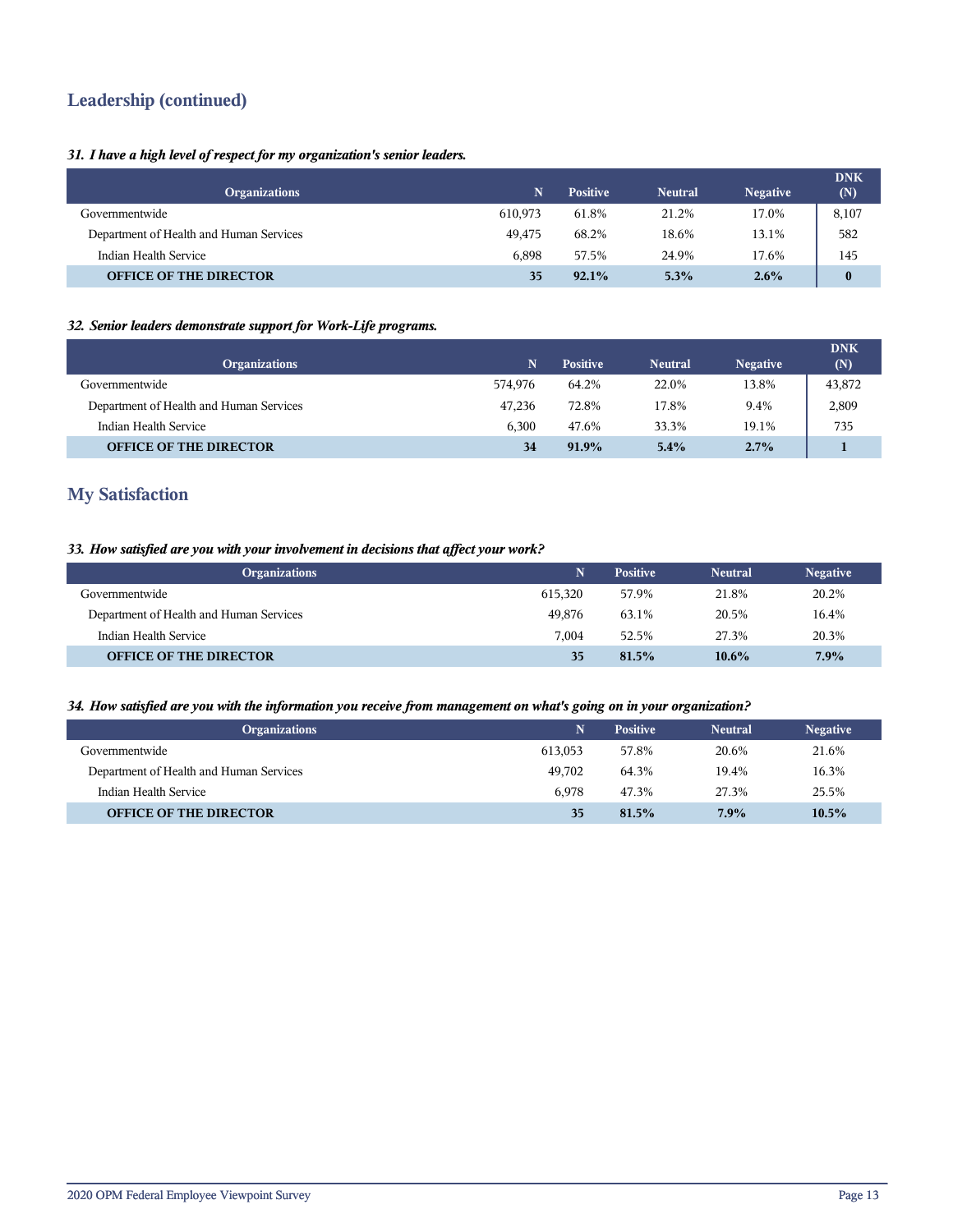## Leadership (continued)

*31. I have a high level of respect for my organization's senior leaders.*

| Organizations | N | Positive | Neutral | Negative | DNK (N) |
|---|---|---|---|---|---|
| Governmentwide | 610,973 | 61.8% | 21.2% | 17.0% | 8,107 |
| Department of Health and Human Services | 49,475 | 68.2% | 18.6% | 13.1% | 582 |
| Indian Health Service | 6,898 | 57.5% | 24.9% | 17.6% | 145 |
| **OFFICE OF THE DIRECTOR** | **35** | **92.1%** | **5.3%** | **2.6%** | **0** |

*32. Senior leaders demonstrate support for Work-Life programs.*

| Organizations | N | Positive | Neutral | Negative | DNK (N) |
|---|---|---|---|---|---|
| Governmentwide | 574,976 | 64.2% | 22.0% | 13.8% | 43,872 |
| Department of Health and Human Services | 47,236 | 72.8% | 17.8% | 9.4% | 2,809 |
| Indian Health Service | 6,300 | 47.6% | 33.3% | 19.1% | 735 |
| **OFFICE OF THE DIRECTOR** | **34** | **91.9%** | **5.4%** | **2.7%** | **1** |

## My Satisfaction

*33. How satisfied are you with your involvement in decisions that affect your work?*

| Organizations | N | Positive | Neutral | Negative |
|---|---|---|---|---|
| Governmentwide | 615,320 | 57.9% | 21.8% | 20.2% |
| Department of Health and Human Services | 49,876 | 63.1% | 20.5% | 16.4% |
| Indian Health Service | 7,004 | 52.5% | 27.3% | 20.3% |
| **OFFICE OF THE DIRECTOR** | **35** | **81.5%** | **10.6%** | **7.9%** |

*34. How satisfied are you with the information you receive from management on what's going on in your organization?*

| Organizations | N | Positive | Neutral | Negative |
|---|---|---|---|---|
| Governmentwide | 613,053 | 57.8% | 20.6% | 21.6% |
| Department of Health and Human Services | 49,702 | 64.3% | 19.4% | 16.3% |
| Indian Health Service | 6,978 | 47.3% | 27.3% | 25.5% |
| **OFFICE OF THE DIRECTOR** | **35** | **81.5%** | **7.9%** | **10.5%** |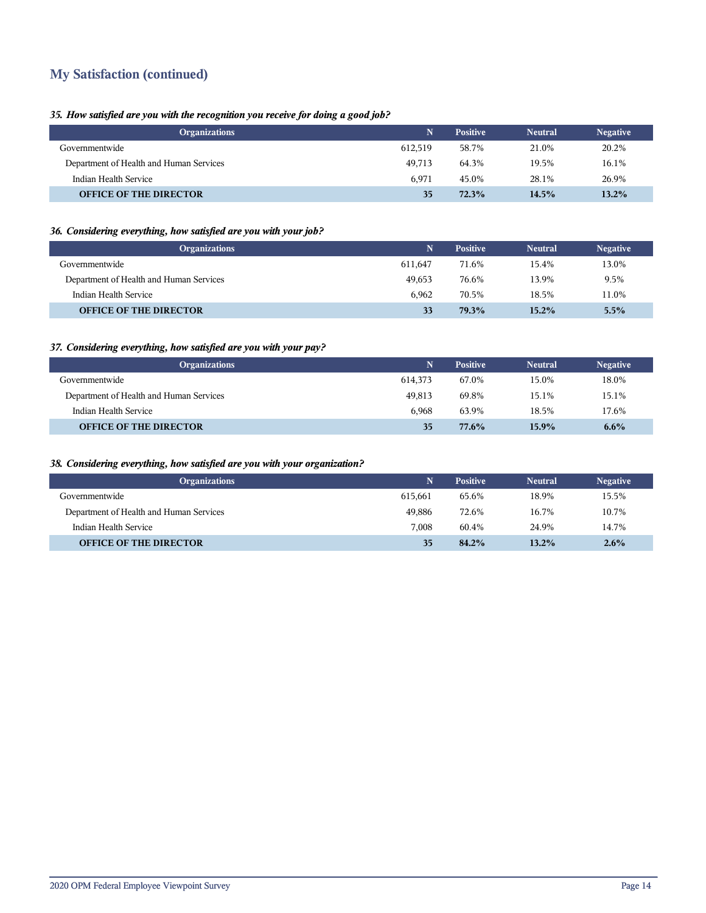## My Satisfaction (continued)

***35. How satisfied are you with the recognition you receive for doing a good job?***

| Organizations | N | Positive | Neutral | Negative |
|---|---|---|---|---|
| Governmentwide | 612,519 | 58.7% | 21.0% | 20.2% |
| Department of Health and Human Services | 49,713 | 64.3% | 19.5% | 16.1% |
| Indian Health Service | 6,971 | 45.0% | 28.1% | 26.9% |
| **OFFICE OF THE DIRECTOR** | **35** | **72.3%** | **14.5%** | **13.2%** |

***36. Considering everything, how satisfied are you with your job?***

| Organizations | N | Positive | Neutral | Negative |
|---|---|---|---|---|
| Governmentwide | 611,647 | 71.6% | 15.4% | 13.0% |
| Department of Health and Human Services | 49,653 | 76.6% | 13.9% | 9.5% |
| Indian Health Service | 6,962 | 70.5% | 18.5% | 11.0% |
| **OFFICE OF THE DIRECTOR** | **33** | **79.3%** | **15.2%** | **5.5%** |

***37. Considering everything, how satisfied are you with your pay?***

| Organizations | N | Positive | Neutral | Negative |
|---|---|---|---|---|
| Governmentwide | 614,373 | 67.0% | 15.0% | 18.0% |
| Department of Health and Human Services | 49,813 | 69.8% | 15.1% | 15.1% |
| Indian Health Service | 6,968 | 63.9% | 18.5% | 17.6% |
| **OFFICE OF THE DIRECTOR** | **35** | **77.6%** | **15.9%** | **6.6%** |

***38. Considering everything, how satisfied are you with your organization?***

| Organizations | N | Positive | Neutral | Negative |
|---|---|---|---|---|
| Governmentwide | 615,661 | 65.6% | 18.9% | 15.5% |
| Department of Health and Human Services | 49,886 | 72.6% | 16.7% | 10.7% |
| Indian Health Service | 7,008 | 60.4% | 24.9% | 14.7% |
| **OFFICE OF THE DIRECTOR** | **35** | **84.2%** | **13.2%** | **2.6%** |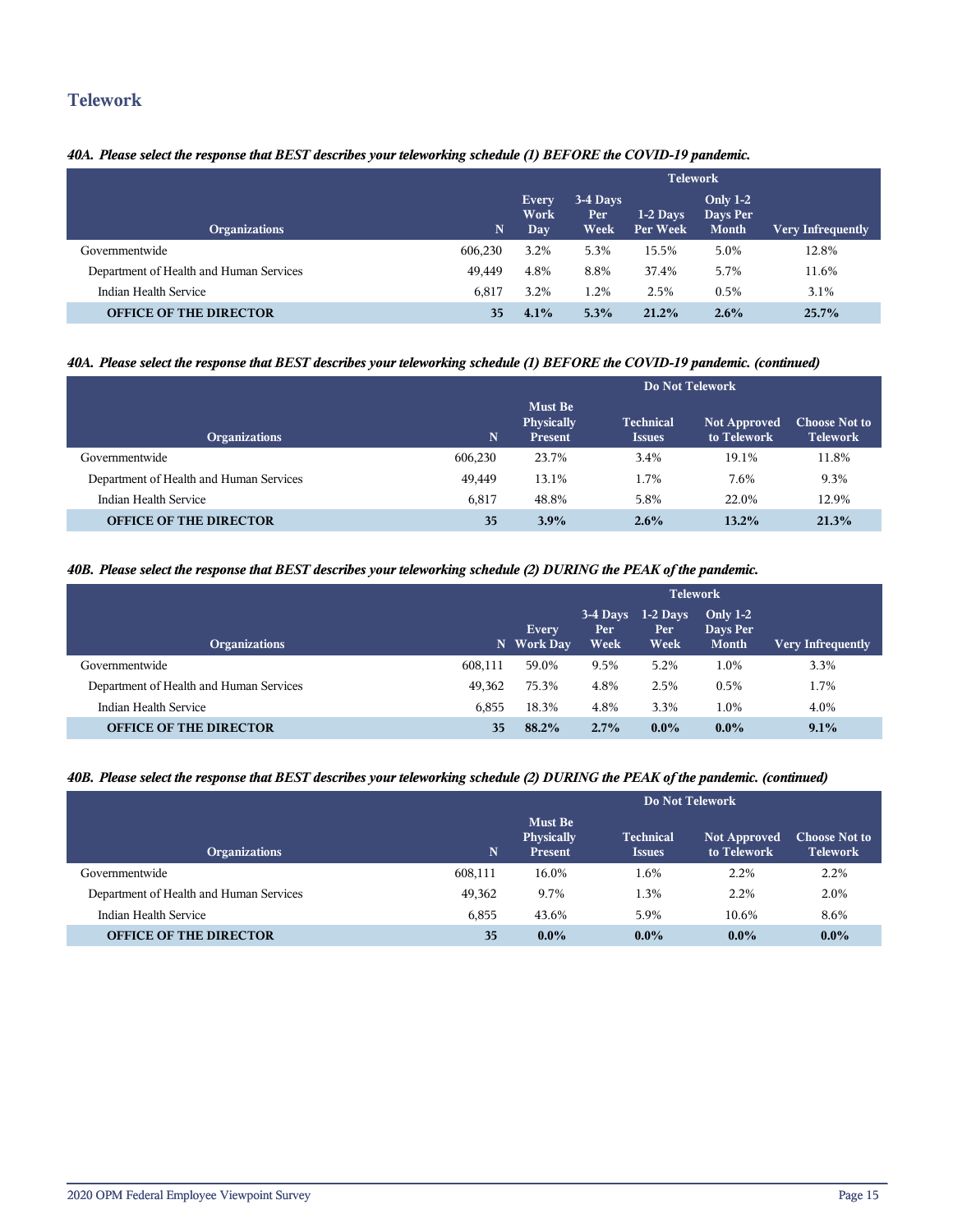## Telework

***40A. Please select the response that BEST describes your teleworking schedule (1) BEFORE the COVID-19 pandemic.***

| | | Telework | | | | |
|---|---|---|---|---|---|---|
| **Organizations** | **N** | **Every Work Day** | **3-4 Days Per Week** | **1-2 Days Per Week** | **Only 1-2 Days Per Month** | **Very Infrequently** |
| Governmentwide | 606,230 | 3.2% | 5.3% | 15.5% | 5.0% | 12.8% |
| Department of Health and Human Services | 49,449 | 4.8% | 8.8% | 37.4% | 5.7% | 11.6% |
| Indian Health Service | 6,817 | 3.2% | 1.2% | 2.5% | 0.5% | 3.1% |
| **OFFICE OF THE DIRECTOR** | **35** | **4.1%** | **5.3%** | **21.2%** | **2.6%** | **25.7%** |

***40A. Please select the response that BEST describes your teleworking schedule (1) BEFORE the COVID-19 pandemic. (continued)***

| | | Do Not Telework | | | |
|---|---|---|---|---|---|
| **Organizations** | **N** | **Must Be Physically Present** | **Technical Issues** | **Not Approved to Telework** | **Choose Not to Telework** |
| Governmentwide | 606,230 | 23.7% | 3.4% | 19.1% | 11.8% |
| Department of Health and Human Services | 49,449 | 13.1% | 1.7% | 7.6% | 9.3% |
| Indian Health Service | 6,817 | 48.8% | 5.8% | 22.0% | 12.9% |
| **OFFICE OF THE DIRECTOR** | **35** | **3.9%** | **2.6%** | **13.2%** | **21.3%** |

***40B. Please select the response that BEST describes your teleworking schedule (2) DURING the PEAK of the pandemic.***

| | | Telework | | | | |
|---|---|---|---|---|---|---|
| **Organizations** | **N** | **Every Work Day** | **3-4 Days Per Week** | **1-2 Days Per Week** | **Only 1-2 Days Per Month** | **Very Infrequently** |
| Governmentwide | 608,111 | 59.0% | 9.5% | 5.2% | 1.0% | 3.3% |
| Department of Health and Human Services | 49,362 | 75.3% | 4.8% | 2.5% | 0.5% | 1.7% |
| Indian Health Service | 6,855 | 18.3% | 4.8% | 3.3% | 1.0% | 4.0% |
| **OFFICE OF THE DIRECTOR** | **35** | **88.2%** | **2.7%** | **0.0%** | **0.0%** | **9.1%** |

***40B. Please select the response that BEST describes your teleworking schedule (2) DURING the PEAK of the pandemic. (continued)***

| | | Do Not Telework | | | |
|---|---|---|---|---|---|
| **Organizations** | **N** | **Must Be Physically Present** | **Technical Issues** | **Not Approved to Telework** | **Choose Not to Telework** |
| Governmentwide | 608,111 | 16.0% | 1.6% | 2.2% | 2.2% |
| Department of Health and Human Services | 49,362 | 9.7% | 1.3% | 2.2% | 2.0% |
| Indian Health Service | 6,855 | 43.6% | 5.9% | 10.6% | 8.6% |
| **OFFICE OF THE DIRECTOR** | **35** | **0.0%** | **0.0%** | **0.0%** | **0.0%** |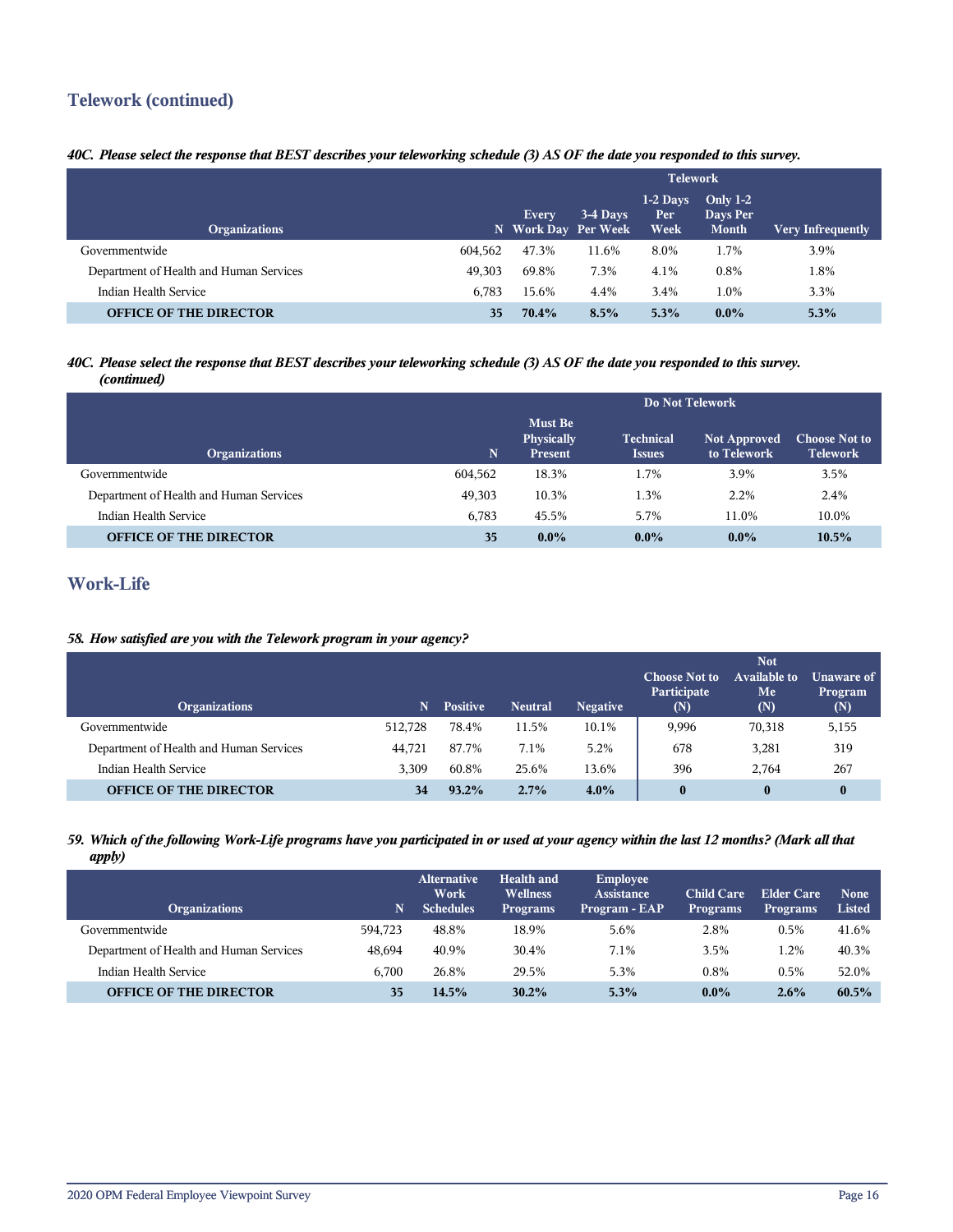## Telework (continued)

*40C. Please select the response that BEST describes your teleworking schedule (3) AS OF the date you responded to this survey.*

| Organizations | N | Telework | | | | |
|---|---|---|---|---|---|---|
| | | Every Work Day | 3-4 Days Per Week | 1-2 Days Per Week | Only 1-2 Days Per Month | Very Infrequently |
| Governmentwide | 604,562 | 47.3% | 11.6% | 8.0% | 1.7% | 3.9% |
| Department of Health and Human Services | 49,303 | 69.8% | 7.3% | 4.1% | 0.8% | 1.8% |
| Indian Health Service | 6,783 | 15.6% | 4.4% | 3.4% | 1.0% | 3.3% |
| **OFFICE OF THE DIRECTOR** | **35** | **70.4%** | **8.5%** | **5.3%** | **0.0%** | **5.3%** |

*40C. Please select the response that BEST describes your teleworking schedule (3) AS OF the date you responded to this survey. (continued)*

| Organizations | N | Do Not Telework | | | |
|---|---|---|---|---|---|
| | | Must Be Physically Present | Technical Issues | Not Approved to Telework | Choose Not to Telework |
| Governmentwide | 604,562 | 18.3% | 1.7% | 3.9% | 3.5% |
| Department of Health and Human Services | 49,303 | 10.3% | 1.3% | 2.2% | 2.4% |
| Indian Health Service | 6,783 | 45.5% | 5.7% | 11.0% | 10.0% |
| **OFFICE OF THE DIRECTOR** | **35** | **0.0%** | **0.0%** | **0.0%** | **10.5%** |

## Work-Life

*58. How satisfied are you with the Telework program in your agency?*

| Organizations | N | Positive | Neutral | Negative | Choose Not to Participate (N) | Not Available to Me (N) | Unaware of Program (N) |
|---|---|---|---|---|---|---|---|
| Governmentwide | 512,728 | 78.4% | 11.5% | 10.1% | 9,996 | 70,318 | 5,155 |
| Department of Health and Human Services | 44,721 | 87.7% | 7.1% | 5.2% | 678 | 3,281 | 319 |
| Indian Health Service | 3,309 | 60.8% | 25.6% | 13.6% | 396 | 2,764 | 267 |
| **OFFICE OF THE DIRECTOR** | **34** | **93.2%** | **2.7%** | **4.0%** | **0** | **0** | **0** |

*59. Which of the following Work-Life programs have you participated in or used at your agency within the last 12 months? (Mark all that apply)*

| Organizations | N | Alternative Work Schedules | Health and Wellness Programs | Employee Assistance Program - EAP | Child Care Programs | Elder Care Programs | None Listed |
|---|---|---|---|---|---|---|---|
| Governmentwide | 594,723 | 48.8% | 18.9% | 5.6% | 2.8% | 0.5% | 41.6% |
| Department of Health and Human Services | 48,694 | 40.9% | 30.4% | 7.1% | 3.5% | 1.2% | 40.3% |
| Indian Health Service | 6,700 | 26.8% | 29.5% | 5.3% | 0.8% | 0.5% | 52.0% |
| **OFFICE OF THE DIRECTOR** | **35** | **14.5%** | **30.2%** | **5.3%** | **0.0%** | **2.6%** | **60.5%** |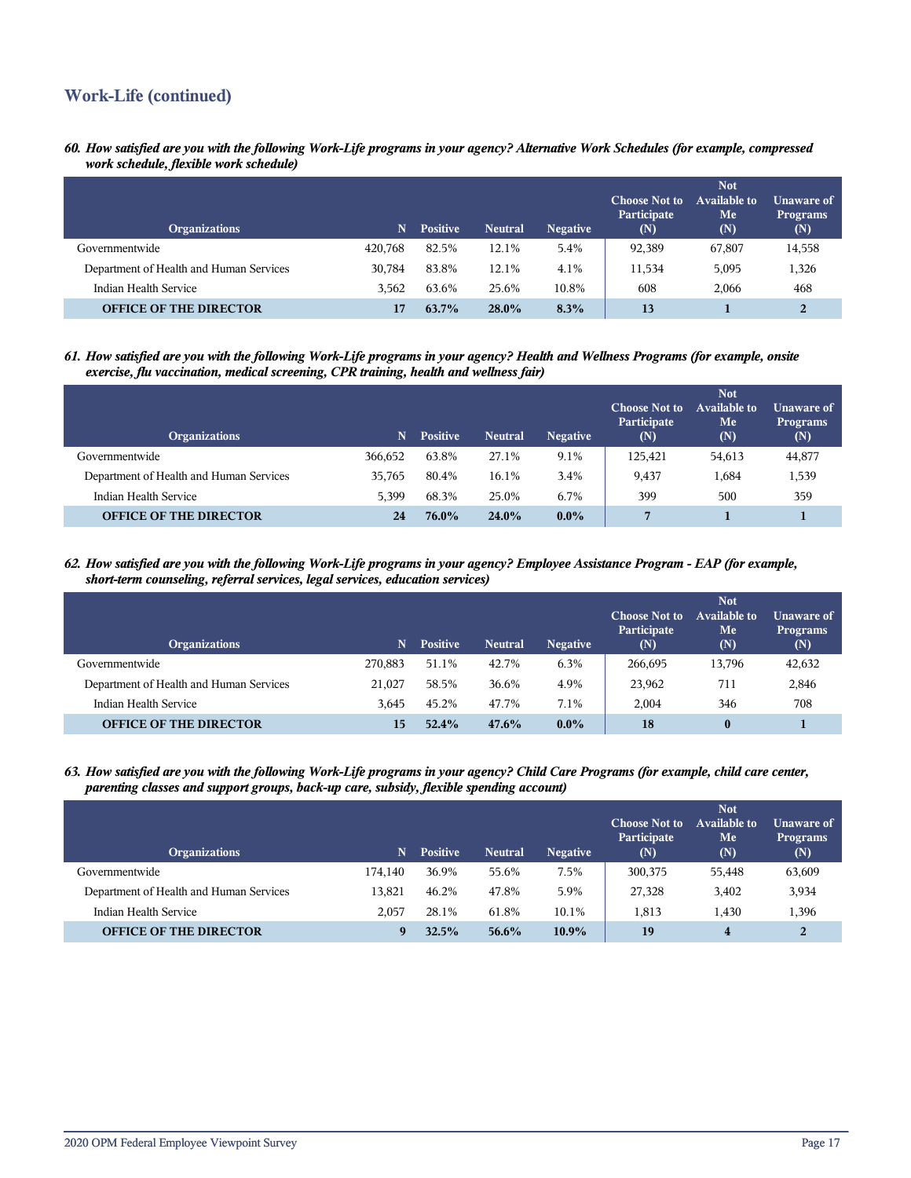## Work-Life (continued)

***60. How satisfied are you with the following Work-Life programs in your agency? Alternative Work Schedules (for example, compressed work schedule, flexible work schedule)***

| Organizations | N | Positive | Neutral | Negative | Choose Not to Participate (N) | Not Available to Me (N) | Unaware of Programs (N) |
|---|---|---|---|---|---|---|---|
| Governmentwide | 420,768 | 82.5% | 12.1% | 5.4% | 92,389 | 67,807 | 14,558 |
| Department of Health and Human Services | 30,784 | 83.8% | 12.1% | 4.1% | 11,534 | 5,095 | 1,326 |
| Indian Health Service | 3,562 | 63.6% | 25.6% | 10.8% | 608 | 2,066 | 468 |
| **OFFICE OF THE DIRECTOR** | **17** | **63.7%** | **28.0%** | **8.3%** | **13** | **1** | **2** |

***61. How satisfied are you with the following Work-Life programs in your agency? Health and Wellness Programs (for example, onsite exercise, flu vaccination, medical screening, CPR training, health and wellness fair)***

| Organizations | N | Positive | Neutral | Negative | Choose Not to Participate (N) | Not Available to Me (N) | Unaware of Programs (N) |
|---|---|---|---|---|---|---|---|
| Governmentwide | 366,652 | 63.8% | 27.1% | 9.1% | 125,421 | 54,613 | 44,877 |
| Department of Health and Human Services | 35,765 | 80.4% | 16.1% | 3.4% | 9,437 | 1,684 | 1,539 |
| Indian Health Service | 5,399 | 68.3% | 25.0% | 6.7% | 399 | 500 | 359 |
| **OFFICE OF THE DIRECTOR** | **24** | **76.0%** | **24.0%** | **0.0%** | **7** | **1** | **1** |

***62. How satisfied are you with the following Work-Life programs in your agency? Employee Assistance Program - EAP (for example, short-term counseling, referral services, legal services, education services)***

| Organizations | N | Positive | Neutral | Negative | Choose Not to Participate (N) | Not Available to Me (N) | Unaware of Programs (N) |
|---|---|---|---|---|---|---|---|
| Governmentwide | 270,883 | 51.1% | 42.7% | 6.3% | 266,695 | 13,796 | 42,632 |
| Department of Health and Human Services | 21,027 | 58.5% | 36.6% | 4.9% | 23,962 | 711 | 2,846 |
| Indian Health Service | 3,645 | 45.2% | 47.7% | 7.1% | 2,004 | 346 | 708 |
| **OFFICE OF THE DIRECTOR** | **15** | **52.4%** | **47.6%** | **0.0%** | **18** | **0** | **1** |

***63. How satisfied are you with the following Work-Life programs in your agency? Child Care Programs (for example, child care center, parenting classes and support groups, back-up care, subsidy, flexible spending account)***

| Organizations | N | Positive | Neutral | Negative | Choose Not to Participate (N) | Not Available to Me (N) | Unaware of Programs (N) |
|---|---|---|---|---|---|---|---|
| Governmentwide | 174,140 | 36.9% | 55.6% | 7.5% | 300,375 | 55,448 | 63,609 |
| Department of Health and Human Services | 13,821 | 46.2% | 47.8% | 5.9% | 27,328 | 3,402 | 3,934 |
| Indian Health Service | 2,057 | 28.1% | 61.8% | 10.1% | 1,813 | 1,430 | 1,396 |
| **OFFICE OF THE DIRECTOR** | **9** | **32.5%** | **56.6%** | **10.9%** | **19** | **4** | **2** |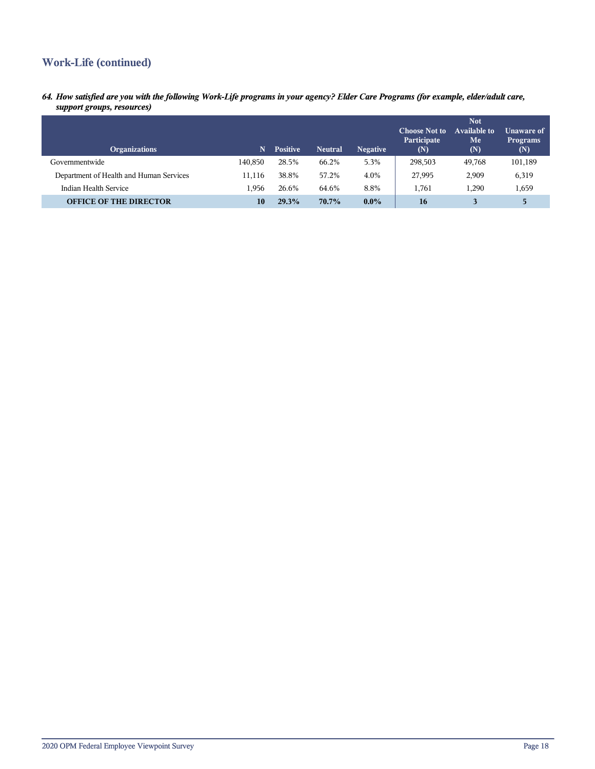## Work-Life (continued)

***64. How satisfied are you with the following Work-Life programs in your agency? Elder Care Programs (for example, elder/adult care, support groups, resources)***

| Organizations | N | Positive | Neutral | Negative | Choose Not to Participate (N) | Not Available to Me (N) | Unaware of Programs (N) |
|---|---|---|---|---|---|---|---|
| Governmentwide | 140,850 | 28.5% | 66.2% | 5.3% | 298,503 | 49,768 | 101,189 |
| Department of Health and Human Services | 11,116 | 38.8% | 57.2% | 4.0% | 27,995 | 2,909 | 6,319 |
| Indian Health Service | 1,956 | 26.6% | 64.6% | 8.8% | 1,761 | 1,290 | 1,659 |
| **OFFICE OF THE DIRECTOR** | **10** | **29.3%** | **70.7%** | **0.0%** | **16** | **3** | **5** |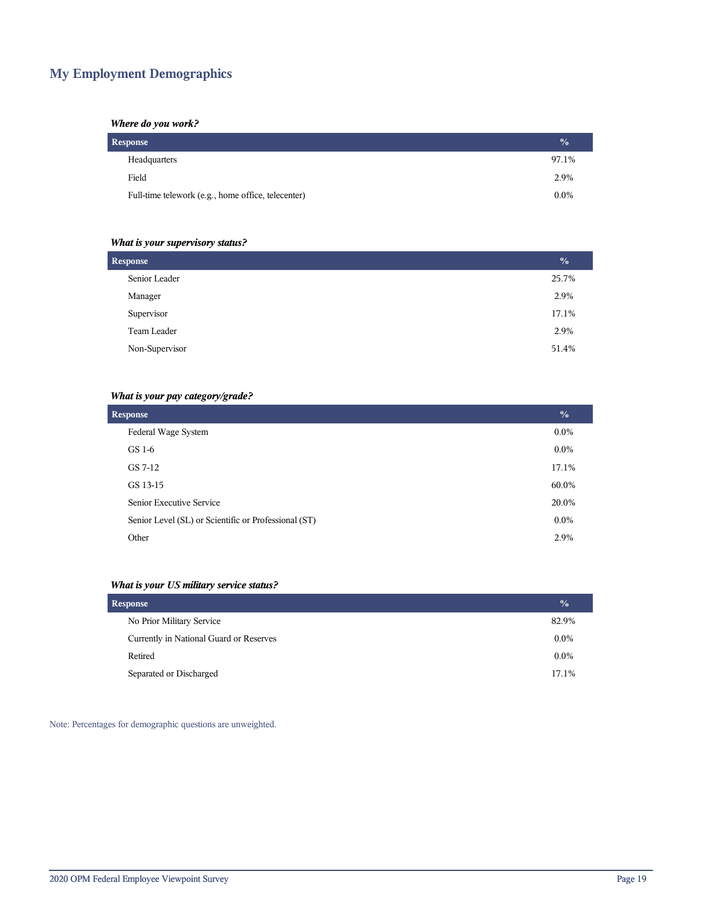## My Employment Demographics

***Where do you work?***

| Response | % |
| --- | --- |
| Headquarters | 97.1% |
| Field | 2.9% |
| Full-time telework (e.g., home office, telecenter) | 0.0% |

***What is your supervisory status?***

| Response | % |
| --- | --- |
| Senior Leader | 25.7% |
| Manager | 2.9% |
| Supervisor | 17.1% |
| Team Leader | 2.9% |
| Non-Supervisor | 51.4% |

***What is your pay category/grade?***

| Response | % |
| --- | --- |
| Federal Wage System | 0.0% |
| GS 1-6 | 0.0% |
| GS 7-12 | 17.1% |
| GS 13-15 | 60.0% |
| Senior Executive Service | 20.0% |
| Senior Level (SL) or Scientific or Professional (ST) | 0.0% |
| Other | 2.9% |

***What is your US military service status?***

| Response | % |
| --- | --- |
| No Prior Military Service | 82.9% |
| Currently in National Guard or Reserves | 0.0% |
| Retired | 0.0% |
| Separated or Discharged | 17.1% |

Note: Percentages for demographic questions are unweighted.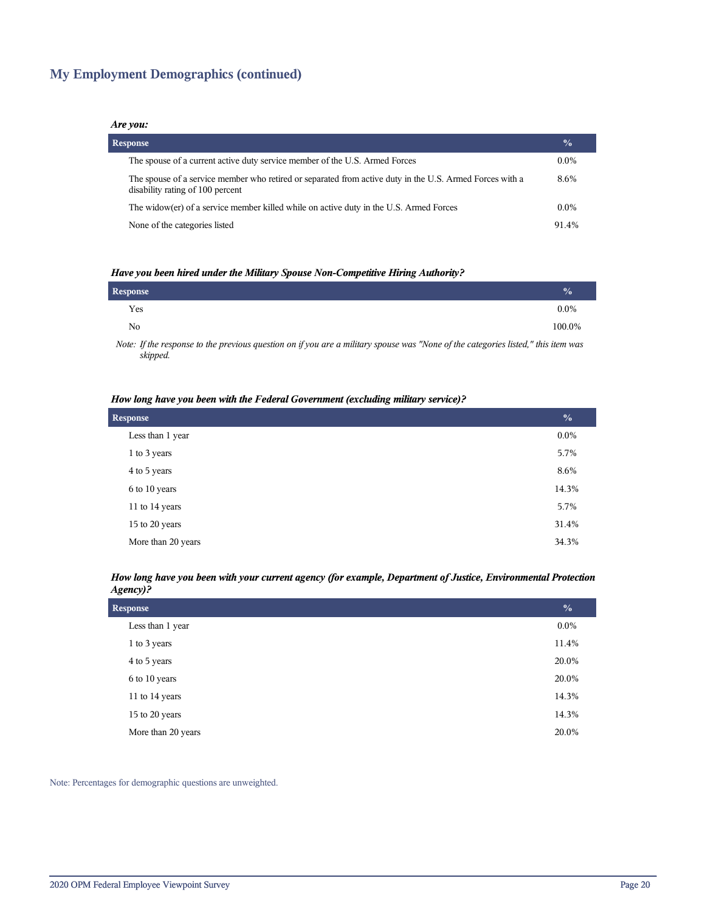## My Employment Demographics (continued)

***Are you:***

| Response | % |
|---|---|
| The spouse of a current active duty service member of the U.S. Armed Forces | 0.0% |
| The spouse of a service member who retired or separated from active duty in the U.S. Armed Forces with a disability rating of 100 percent | 8.6% |
| The widow(er) of a service member killed while on active duty in the U.S. Armed Forces | 0.0% |
| None of the categories listed | 91.4% |

***Have you been hired under the Military Spouse Non-Competitive Hiring Authority?***

| Response | % |
|---|---|
| Yes | 0.0% |
| No | 100.0% |

*Note: If the response to the previous question on if you are a military spouse was "None of the categories listed," this item was skipped.*

***How long have you been with the Federal Government (excluding military service)?***

| Response | % |
|---|---|
| Less than 1 year | 0.0% |
| 1 to 3 years | 5.7% |
| 4 to 5 years | 8.6% |
| 6 to 10 years | 14.3% |
| 11 to 14 years | 5.7% |
| 15 to 20 years | 31.4% |
| More than 20 years | 34.3% |

***How long have you been with your current agency (for example, Department of Justice, Environmental Protection Agency)?***

| Response | % |
|---|---|
| Less than 1 year | 0.0% |
| 1 to 3 years | 11.4% |
| 4 to 5 years | 20.0% |
| 6 to 10 years | 20.0% |
| 11 to 14 years | 14.3% |
| 15 to 20 years | 14.3% |
| More than 20 years | 20.0% |

Note: Percentages for demographic questions are unweighted.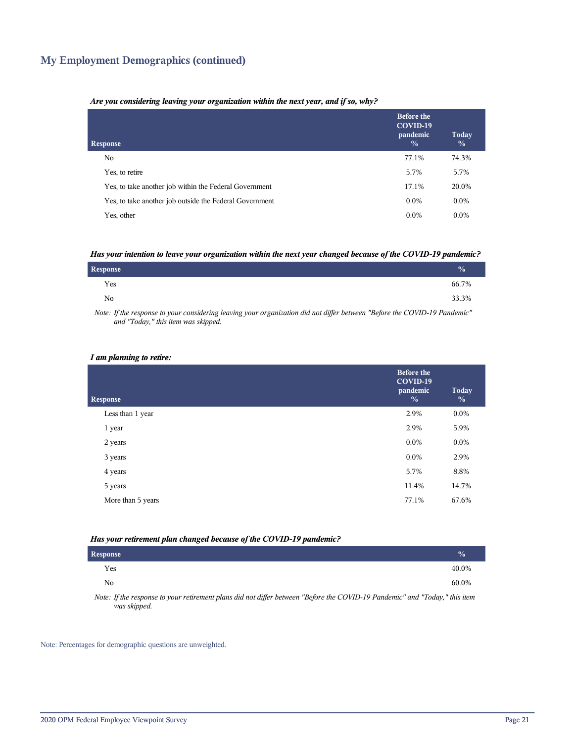## My Employment Demographics (continued)

***Are you considering leaving your organization within the next year, and if so, why?***

| Response | Before the COVID-19 pandemic % | Today % |
|---|---|---|
| No | 77.1% | 74.3% |
| Yes, to retire | 5.7% | 5.7% |
| Yes, to take another job within the Federal Government | 17.1% | 20.0% |
| Yes, to take another job outside the Federal Government | 0.0% | 0.0% |
| Yes, other | 0.0% | 0.0% |

***Has your intention to leave your organization within the next year changed because of the COVID-19 pandemic?***

| Response | % |
|---|---|
| Yes | 66.7% |
| No | 33.3% |

*Note: If the response to your considering leaving your organization did not differ between "Before the COVID-19 Pandemic" and "Today," this item was skipped.*

***I am planning to retire:***

| Response | Before the COVID-19 pandemic % | Today % |
|---|---|---|
| Less than 1 year | 2.9% | 0.0% |
| 1 year | 2.9% | 5.9% |
| 2 years | 0.0% | 0.0% |
| 3 years | 0.0% | 2.9% |
| 4 years | 5.7% | 8.8% |
| 5 years | 11.4% | 14.7% |
| More than 5 years | 77.1% | 67.6% |

***Has your retirement plan changed because of the COVID-19 pandemic?***

| Response | % |
|---|---|
| Yes | 40.0% |
| No | 60.0% |

*Note: If the response to your retirement plans did not differ between "Before the COVID-19 Pandemic" and "Today," this item was skipped.*

Note: Percentages for demographic questions are unweighted.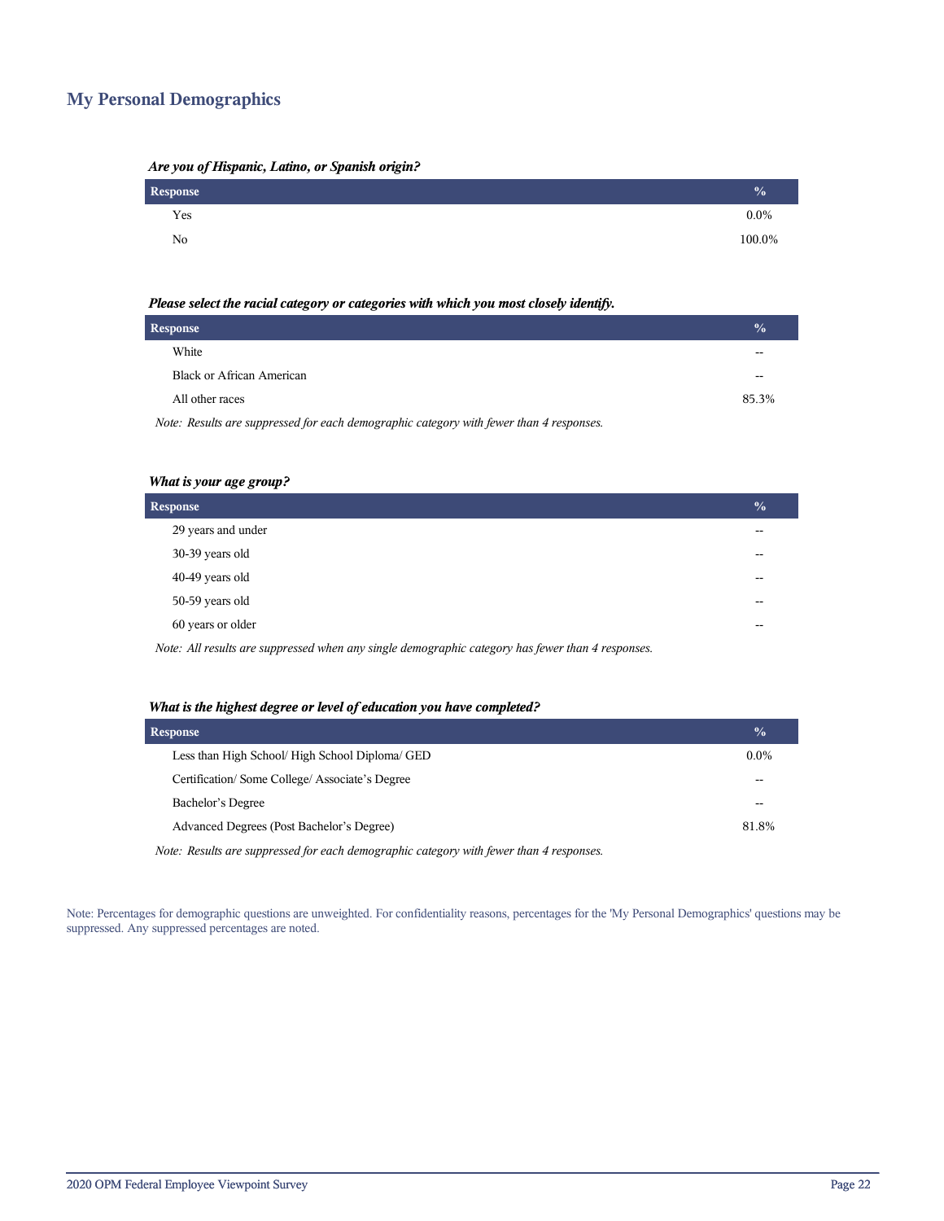## My Personal Demographics

***Are you of Hispanic, Latino, or Spanish origin?***

| Response | % |
| --- | --- |
| Yes | 0.0% |
| No | 100.0% |

***Please select the racial category or categories with which you most closely identify.***

| Response | % |
| --- | --- |
| White | -- |
| Black or African American | -- |
| All other races | 85.3% |

*Note: Results are suppressed for each demographic category with fewer than 4 responses.*

***What is your age group?***

| Response | % |
| --- | --- |
| 29 years and under | -- |
| 30-39 years old | -- |
| 40-49 years old | -- |
| 50-59 years old | -- |
| 60 years or older | -- |

*Note: All results are suppressed when any single demographic category has fewer than 4 responses.*

***What is the highest degree or level of education you have completed?***

| Response | % |
| --- | --- |
| Less than High School/ High School Diploma/ GED | 0.0% |
| Certification/ Some College/ Associate's Degree | -- |
| Bachelor's Degree | -- |
| Advanced Degrees (Post Bachelor's Degree) | 81.8% |

*Note: Results are suppressed for each demographic category with fewer than 4 responses.*

Note: Percentages for demographic questions are unweighted. For confidentiality reasons, percentages for the 'My Personal Demographics' questions may be suppressed. Any suppressed percentages are noted.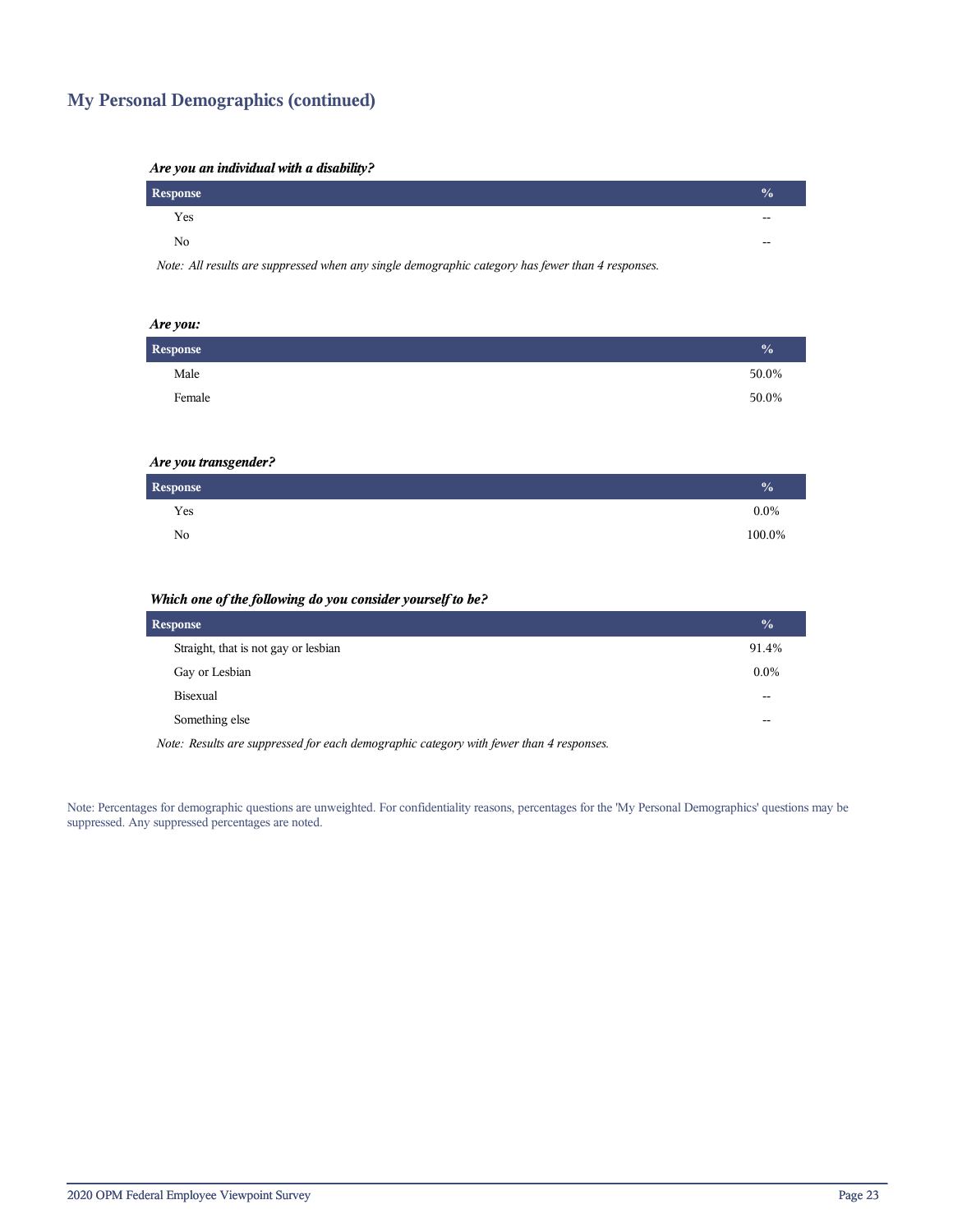## My Personal Demographics (continued)

***Are you an individual with a disability?***

| Response | % |
|---|---|
| Yes | -- |
| No | -- |

*Note: All results are suppressed when any single demographic category has fewer than 4 responses.*

***Are you:***

| Response | % |
|---|---|
| Male | 50.0% |
| Female | 50.0% |

***Are you transgender?***

| Response | % |
|---|---|
| Yes | 0.0% |
| No | 100.0% |

***Which one of the following do you consider yourself to be?***

| Response | % |
|---|---|
| Straight, that is not gay or lesbian | 91.4% |
| Gay or Lesbian | 0.0% |
| Bisexual | -- |
| Something else | -- |

*Note: Results are suppressed for each demographic category with fewer than 4 responses.*

Note: Percentages for demographic questions are unweighted. For confidentiality reasons, percentages for the 'My Personal Demographics' questions may be suppressed. Any suppressed percentages are noted.